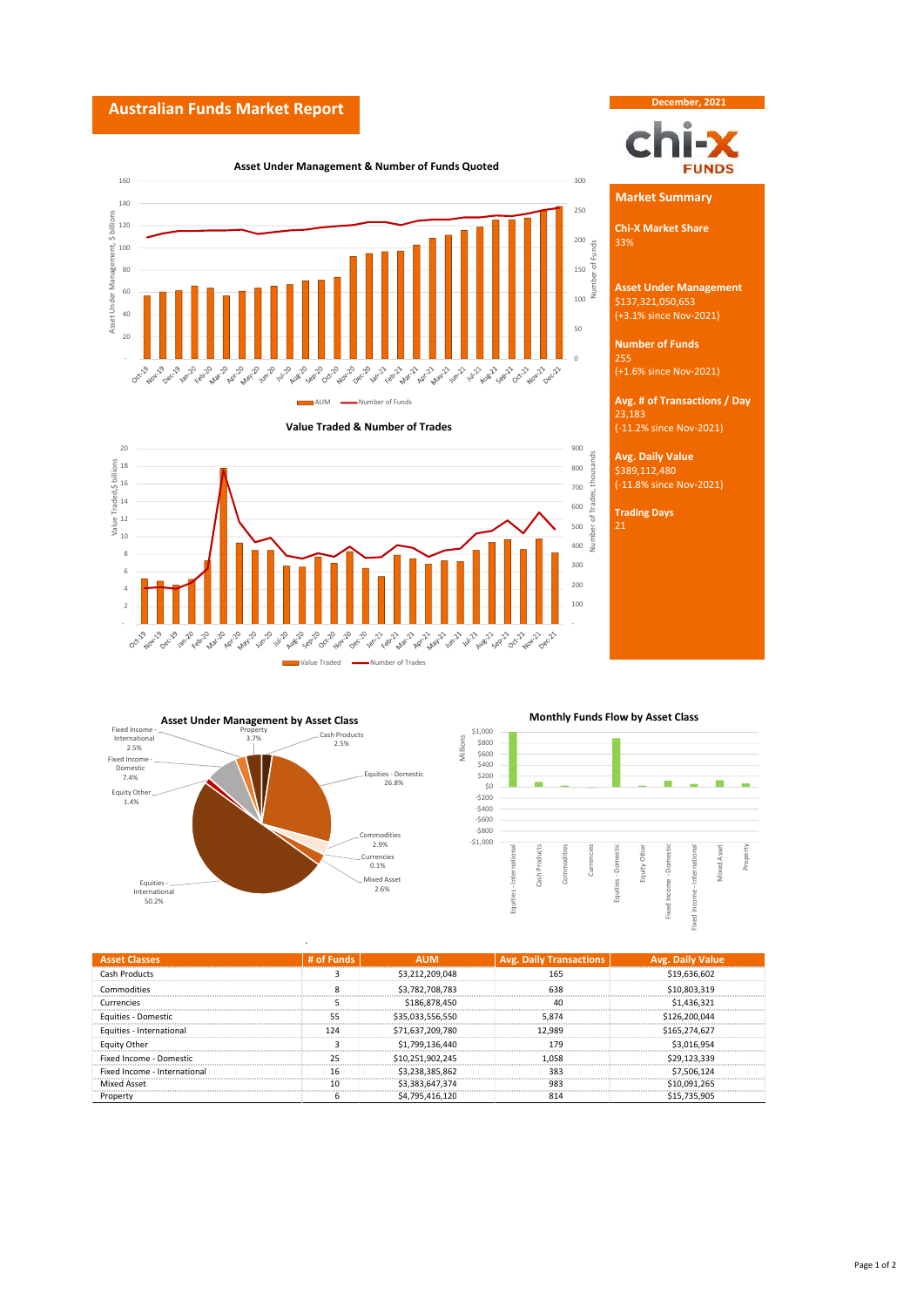# Australian Funds Market Report

December, 2021

chi-x FUNDS

## Market Summary

**Chi-X Market Share**
33%

**Asset Under Management**
$137,321,050,653
(+3.1% since Nov-2021)

**Number of Funds**
255
(+1.6% since Nov-2021)

**Avg. # of Transactions / Day**
23,183
(-11.2% since Nov-2021)

**Avg. Daily Value**
$389,112,480
(-11.8% since Nov-2021)

**Trading Days**
21

### Asset Under Management & Number of Funds Quoted

### Value Traded & Number of Trades

### Asset Under Management by Asset Class

- Fixed Income - International 2.5%
- Property 3.7%
- Cash Products 2.5%
- Fixed Income - Domestic 7.4%
- Equities - Domestic 26.8%
- Equity Other 1.4%
- Commodities 2.9%
- Currencies 0.1%
- Mixed Asset 2.6%
- Equities - International 50.2%

### Monthly Funds Flow by Asset Class

| Asset Classes | # of Funds | AUM | Avg. Daily Transactions | Avg. Daily Value |
|---|---|---|---|---|
| Cash Products | 3 | $3,212,209,048 | 165 | $19,636,602 |
| Commodities | 8 | $3,782,708,783 | 638 | $10,803,319 |
| Currencies | 5 | $186,878,450 | 40 | $1,436,321 |
| Equities - Domestic | 55 | $35,033,556,550 | 5,874 | $126,200,044 |
| Equities - International | 124 | $71,637,209,780 | 12,989 | $165,274,627 |
| Equity Other | 3 | $1,799,136,440 | 179 | $3,016,954 |
| Fixed Income - Domestic | 25 | $10,251,902,245 | 1,058 | $29,123,339 |
| Fixed Income - International | 16 | $3,238,385,862 | 383 | $7,506,124 |
| Mixed Asset | 10 | $3,383,647,374 | 983 | $10,091,265 |
| Property | 6 | $4,795,416,120 | 814 | $15,735,905 |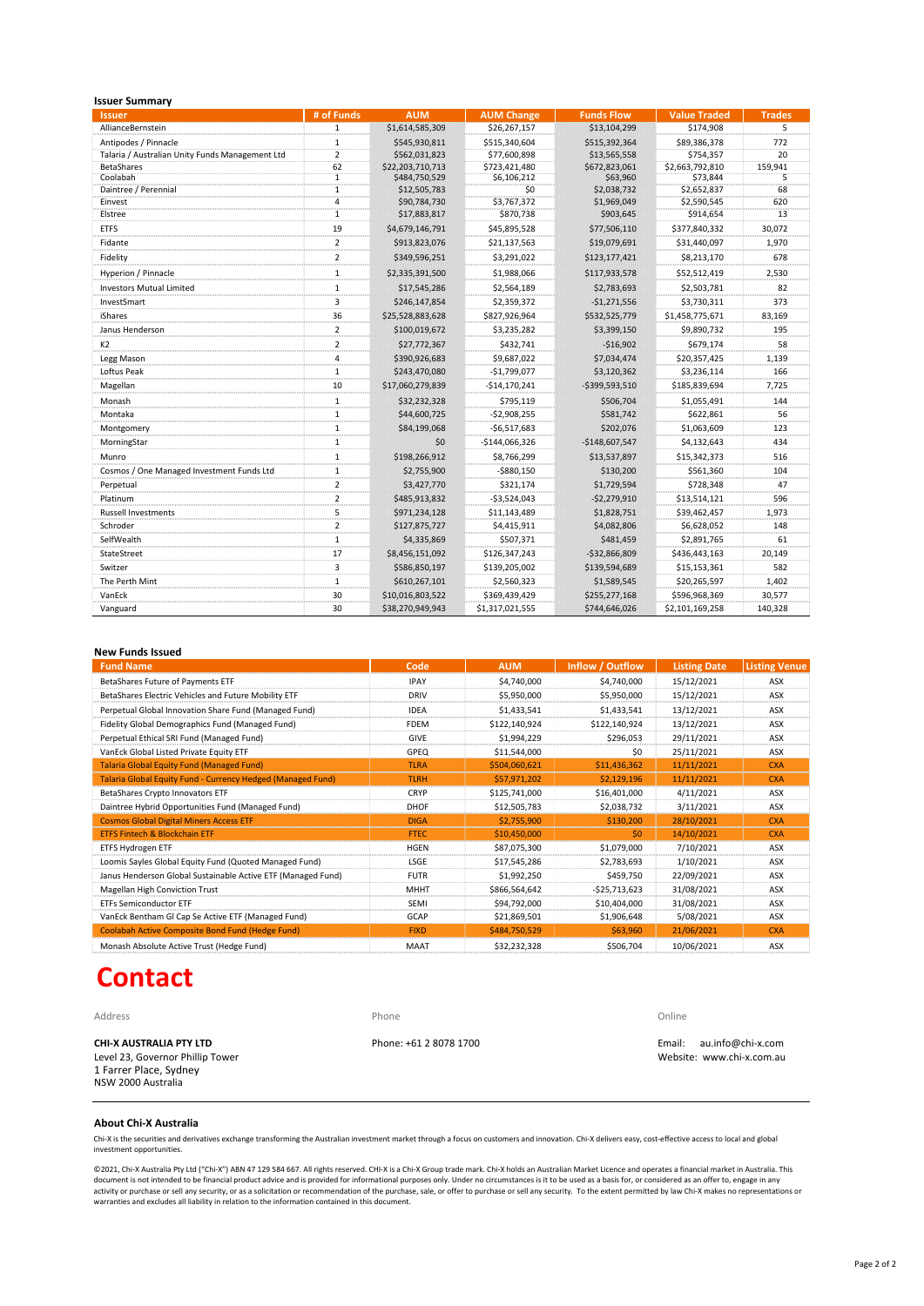### Issuer Summary

| Issuer | # of Funds | AUM | AUM Change | Funds Flow | Value Traded | Trades |
|---|---|---|---|---|---|---|
| AllianceBernstein | 1 | $1,614,585,309 | $26,267,157 | $13,104,299 | $174,908 | 5 |
| Antipodes / Pinnacle | 1 | $545,930,811 | $515,340,604 | $515,392,364 | $89,386,378 | 772 |
| Talaria / Australian Unity Funds Management Ltd | 2 | $562,031,823 | $77,600,898 | $13,565,558 | $754,357 | 20 |
| BetaShares | 62 | $22,203,710,713 | $723,421,480 | $672,823,061 | $2,663,792,810 | 159,941 |
| Coolabah | 1 | $484,750,529 | $6,106,212 | $63,960 | $73,844 | 5 |
| Daintree / Perennial | 1 | $12,505,783 | $0 | $2,038,732 | $2,652,837 | 68 |
| Einvest | 4 | $90,784,730 | $3,767,372 | $1,969,049 | $2,590,545 | 620 |
| Elstree | 1 | $17,883,817 | $870,738 | $903,645 | $914,654 | 13 |
| ETFS | 19 | $4,679,146,791 | $45,895,528 | $77,506,110 | $377,840,332 | 30,072 |
| Fidante | 2 | $913,823,076 | $21,137,563 | $19,079,691 | $31,440,097 | 1,970 |
| Fidelity | 2 | $349,596,251 | $3,291,022 | $123,177,421 | $8,213,170 | 678 |
| Hyperion / Pinnacle | 1 | $2,335,391,500 | $1,988,066 | $117,933,578 | $52,512,419 | 2,530 |
| Investors Mutual Limited | 1 | $17,545,286 | $2,564,189 | $2,783,693 | $2,503,781 | 82 |
| InvestSmart | 3 | $246,147,854 | $2,359,372 | -$1,271,556 | $3,730,311 | 373 |
| iShares | 36 | $25,528,883,628 | $827,926,964 | $532,525,779 | $1,458,775,671 | 83,169 |
| Janus Henderson | 2 | $100,019,672 | $3,235,282 | $3,399,150 | $9,890,732 | 195 |
| K2 | 2 | $27,772,367 | $432,741 | -$16,902 | $679,174 | 58 |
| Legg Mason | 4 | $390,926,683 | $9,687,022 | $7,034,474 | $20,357,425 | 1,139 |
| Loftus Peak | 1 | $243,470,080 | -$1,799,077 | $3,120,362 | $3,236,114 | 166 |
| Magellan | 10 | $17,060,279,839 | -$14,170,241 | -$399,593,510 | $185,839,694 | 7,725 |
| Monash | 1 | $32,232,328 | $795,119 | $506,704 | $1,055,491 | 144 |
| Montaka | 1 | $44,600,725 | -$2,908,255 | $581,742 | $622,861 | 56 |
| Montgomery | 1 | $84,199,068 | -$6,517,683 | $202,076 | $1,063,609 | 123 |
| MorningStar | 1 | $0 | -$144,066,326 | -$148,607,547 | $4,132,643 | 434 |
| Munro | 1 | $198,266,912 | $8,766,299 | $13,537,897 | $15,342,373 | 516 |
| Cosmos / One Managed Investment Funds Ltd | 1 | $2,755,900 | -$880,150 | $130,200 | $561,360 | 104 |
| Perpetual | 2 | $3,427,770 | $321,174 | $1,729,594 | $728,348 | 47 |
| Platinum | 2 | $485,913,832 | -$3,524,043 | -$2,279,910 | $13,514,121 | 596 |
| Russell Investments | 5 | $971,234,128 | $11,143,489 | $1,828,751 | $39,462,457 | 1,973 |
| Schroder | 2 | $127,875,727 | $4,415,911 | $4,082,806 | $6,628,052 | 148 |
| SelfWealth | 1 | $4,335,869 | $507,371 | $481,459 | $2,891,765 | 61 |
| StateStreet | 17 | $8,456,151,092 | $126,347,243 | -$32,866,809 | $436,443,163 | 20,149 |
| Switzer | 3 | $586,850,197 | $139,205,002 | $139,594,689 | $15,153,361 | 582 |
| The Perth Mint | 1 | $610,267,101 | $2,560,323 | $1,589,545 | $20,265,597 | 1,402 |
| VanEck | 30 | $10,016,803,522 | $369,439,429 | $255,277,168 | $596,968,369 | 30,577 |
| Vanguard | 30 | $38,270,949,943 | $1,317,021,555 | $744,646,026 | $2,101,169,258 | 140,328 |

### New Funds Issued

| Fund Name | Code | AUM | Inflow / Outflow | Listing Date | Listing Venue |
|---|---|---|---|---|---|
| BetaShares Future of Payments ETF | IPAY | $4,740,000 | $4,740,000 | 15/12/2021 | ASX |
| BetaShares Electric Vehicles and Future Mobility ETF | DRIV | $5,950,000 | $5,950,000 | 15/12/2021 | ASX |
| Perpetual Global Innovation Share Fund (Managed Fund) | IDEA | $1,433,541 | $1,433,541 | 13/12/2021 | ASX |
| Fidelity Global Demographics Fund (Managed Fund) | FDEM | $122,140,924 | $122,140,924 | 13/12/2021 | ASX |
| Perpetual Ethical SRI Fund (Managed Fund) | GIVE | $1,994,229 | $296,053 | 29/11/2021 | ASX |
| VanEck Global Listed Private Equity ETF | GPEQ | $11,544,000 | $0 | 25/11/2021 | ASX |
| Talaria Global Equity Fund (Managed Fund) | TLRA | $504,060,621 | $11,436,362 | 11/11/2021 | CXA |
| Talaria Global Equity Fund - Currency Hedged (Managed Fund) | TLRH | $57,971,202 | $2,129,196 | 11/11/2021 | CXA |
| BetaShares Crypto Innovators ETF | CRYP | $125,741,000 | $16,401,000 | 4/11/2021 | ASX |
| Daintree Hybrid Opportunities Fund (Managed Fund) | DHOF | $12,505,783 | $2,038,732 | 3/11/2021 | ASX |
| Cosmos Global Digital Miners Access ETF | DIGA | $2,755,900 | $130,200 | 28/10/2021 | CXA |
| ETFS Fintech & Blockchain ETF | FTEC | $10,450,000 | $0 | 14/10/2021 | CXA |
| ETFS Hydrogen ETF | HGEN | $87,075,300 | $1,079,000 | 7/10/2021 | ASX |
| Loomis Sayles Global Equity Fund (Quoted Managed Fund) | LSGE | $17,545,286 | $2,783,693 | 1/10/2021 | ASX |
| Janus Henderson Global Sustainable Active ETF (Managed Fund) | FUTR | $1,992,250 | $459,750 | 22/09/2021 | ASX |
| Magellan High Conviction Trust | MHHT | $866,564,642 | -$25,713,623 | 31/08/2021 | ASX |
| ETFs Semiconductor ETF | SEMI | $94,792,000 | $10,404,000 | 31/08/2021 | ASX |
| VanEck Bentham Gl Cap Se Active ETF (Managed Fund) | GCAP | $21,869,501 | $1,906,648 | 5/08/2021 | ASX |
| Coolabah Active Composite Bond Fund (Hedge Fund) | FIXD | $484,750,529 | $63,960 | 21/06/2021 | CXA |
| Monash Absolute Active Trust (Hedge Fund) | MAAT | $32,232,328 | $506,704 | 10/06/2021 | ASX |

# Contact

**Address**

**CHI-X AUSTRALIA PTY LTD**
Level 23, Governor Phillip Tower
1 Farrer Place, Sydney
NSW 2000 Australia

**Phone**

Phone: +61 2 8078 1700

**Online**

Email: au.info@chi-x.com
Website: www.chi-x.com.au

### About Chi-X Australia

Chi-X is the securities and derivatives exchange transforming the Australian investment market through a focus on customers and innovation. Chi-X delivers easy, cost-effective access to local and global investment opportunities.

©2021, Chi-X Australia Pty Ltd ("Chi-X") ABN 47 129 584 667. All rights reserved. CHI-X is a Chi-X Group trade mark. Chi-X holds an Australian Market Licence and operates a financial market in Australia. This document is not intended to be financial product advice and is provided for informational purposes only. Under no circumstances is it to be used as a basis for, or considered as an offer to, engage in any activity or purchase or sell any security, or as a solicitation or recommendation of the purchase, sale, or offer to purchase or sell any security. To the extent permitted by law Chi-X makes no representations or warranties and excludes all liability in relation to the information contained in this document.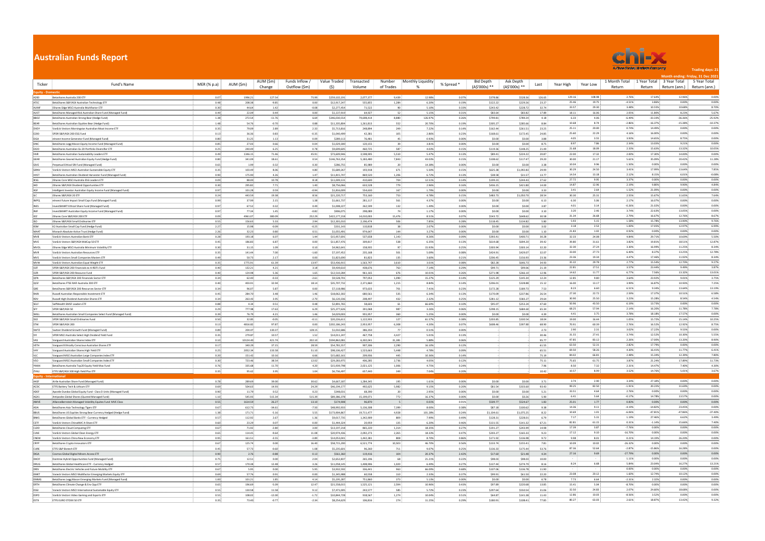# Australian Funds Report

Trading days: 21

Month ending: Friday, 31 Dec 2021

| Ticker | Fund's Name | MER (% p.a) | AUM ($m) | AUM ($m) Change | Funds Inflow / Outflow ($m) | Value Traded ($) | Transacted Volume | Number of Trades | Monthly Liquidity % | % Spread * | Bid Depth (A$'000s) ** | Ask Depth (A$'000s) ** | Last | Year High | Year Low | 1 Month Total Return | 1 Year Total Return | 3 Year Total Return (ann.) | 5 Year Total Return (ann.) |
|---|---|---|---|---|---|---|---|---|---|---|---|---|---|---|---|---|---|---|---|
| **Equity - Domestic** | | | | | | | | | | | | | | | | | | | |
| A200 | BetaShares Australia 200 ETF | 0.07 | 1966.21 | 127.54 | 75.89 | $259,102,191 | 2,077,377 | 9,439 | 12.98% | 0.07% | $378.86 | $528.26 | 126.65 | 129.16 | 108.98 | 2.76% | 17.64% | 12.06% | 0.00% |
| ATEC | BetaShares S&P/ASX Australian Technology ETF | 0.48 | 208.38 | -9.85 | 0.00 | $12,917,247 | 555,855 | 1,284 | 6.20% | 0.19% | $122.22 | $229.26 | 21.27 | 25.46 | 19.75 | -4.51% | 3.86% | 0.00% | 0.00% |
| AUMF | iShares Edge MSCI Australia Multifactor ETF | 0.30 | 44.64 | 1.42 | 0.00 | $2,277,493 | 71,532 | 90 | 5.09% | 0.15% | $249.43 | $228.72 | 32.91 | 32.57 | 29.30 | 3.40% | 20.55% | 10.69% | 8.70% |
| AUST | BetaShares Managed Risk Australian Share Fund (Managed Fund) | 0.49 | 32.09 | 0.44 | 0.00 | $1,137,573 | 62,416 | 84 | 3.54% | 0.21% | $83.64 | $83.88 | 17.88 | 18.11 | 16.06 | 1.38% | 10.96% | 8.23% | 5.67% |
| BBOZ | BetaShares Australian Strong Bear (Hedge Fund) | 1.38 | 272.54 | 11.76 | 6.69 | $346,030,554 | 79,648,414 | 8,886 | 126.97% | 0.10% | $799.61 | $789.24 | 4.38 | 6.33 | 4.06 | -6.49% | -33.33% | -26.56% | -25.92% |
| BEAR | BetaShares Australian Equities Bear (Hedge Fund) | 1.48 | 54.76 | -0.70 | 0.88 | $11,335,804 | 1,263,815 | 552 | 20.70% | 0.19% | $305.27 | $285.66 | 8.84 | 10.68 | 8.74 | -2.86% | -16.37% | -15.38% | -10.27% |
| DVDY | VanEck Vectors Morningstar Australian Moat Income ETF | 0.35 | 79.09 | 2.69 | 2.10 | $5,713,816 | 248,694 | 249 | 7.22% | 0.12% | $162.44 | $261.51 | 23.25 | 24.11 | 20.09 | 0.74% | 14.49% | 0.00% | 0.00% |
| E200 | SPDR S&P/ASX 200 ESG Fund | 0.13 | 36.36 | 0.83 | -0.35 | $1,045,499 | 42,381 | 105 | 2.86% | 0.23% | $168.61 | $172.45 | 24.85 | 25.60 | 22.29 | 4.16% | 16.00% | 0.00% | 0.00% |
| EIGA | eInvest Income Generator Fund (Managed Fund) | 0.80 | 31.25 | 1.13 | 0.00 | $289,113 | 76,481 | 45 | 0.93% | 0.00% | $0.00 | $0.00 | 3.88 | 4.05 | 3.55 | 3.93% | 14.65% | 8.75% | 0.00% |
| EINC | BetaShares Legg Mason Equity Income Fund (Managed Fund) | 0.85 | 27.03 | 0.66 | 0.04 | $1,029,300 | 120,155 | 39 | 3.81% | 0.00% | $0.00 | $0.00 | 8.75 | 8.97 | 7.86 | 2.49% | 14.69% | 9.21% | 0.00% |
| EX20 | BetaShares Australian Ex-20 Portfolio Diversifier ETF | 0.25 | 240.49 | 6.25 | 0.78 | $9,699,605 | 460,721 | 587 | 4.03% | 0.15% | $119.36 | $148.21 | 21.49 | 21.68 | 18.09 | 2.32% | 15.62% | 13.32% | 0.00% |
| FAIR | BetaShares Australian Sustainability Leaders ETF | 0.49 | 1346.15 | 71.46 | 45.91 | $73,609,946 | 3,549,905 | 5,510 | 5.47% | 0.13% | $89.41 | $224.22 | 20.87 | 22.00 | 17.32 | 2.00% | 17.30% | 14.00% | 0.00% |
| GEAR | BetaShares Geared Australian Equity Fund (Hedge Fund) | 0.80 | 341.09 | 18.61 | 0.54 | $146,763,354 | 5,183,480 | 7,843 | 43.03% | 0.15% | $108.62 | $117.47 | 29.20 | 30.00 | 21.17 | 5.61% | 35.09% | 20.42% | 11.28% |
| GIVE | Perpetual Ethical SRI Fund (Managed Fund) | 0.65 | 1.99 | 0.32 | 0.30 | $286,750 | 85,989 | 20 | 14.38% | 0.00% | $0.00 | $0.00 | 3.38 | 10.04 | 9.96 | 1.50% | 0.00% | 0.00% | 0.00% |
| GRNV | VanEck Vectors MSCI Australian Sustainable Equity ETF | 0.35 | 103.49 | 8.06 | 4.80 | $5,689,367 | 193,918 | 671 | 5.50% | 0.15% | $625.38 | $1,092.83 | 29.99 | 30.23 | 24.50 | 3.41% | 17.99% | 13.64% | 7.86% |
| HVST | BetaShares Australian Dividend Harvester Fund (Managed Fund) | 0.90 | 175.80 | 4.26 | 1.47 | $11,815,787 | 869,510 | 1,206 | 6.72% | 0.13% | $38.58 | $31.57 | 13.77 | 14.54 | 13.18 | 2.12% | 8.15% | 6.01% | 0.08% |
| IESG | iShares Core MSCI Australia ESG Leaders ETF | 0.09 | 66.69 | 10.78 | 8.18 | $7,099,111 | 230,668 | 96 | 10.65% | 0.14% | $149.23 | $244.43 | 31.02 | 31.70 | 25.01 | 4.57% | 0.00% | 0.00% | 0.00% |
| IHD | iShares S&P/ASX Dividend Opportunities ETF | 0.30 | 295.82 | 5.90 | 1.40 | $8,756,666 | 633,125 | 773 | 2.96% | 0.24% | $436.15 | $421.80 | 14.00 | 14.87 | 12.06 | 2.71% | 15.42% | 4.61% | 4.59% |
| IIGF | Intelligent Investor Australian Equity Income Fund (Managed Fund) | 0.97 | 101.28 | 0.59 | -0.54 | $1,816,309 | 554,620 | 167 | 1.79% | 0.00% | $0.00 | $0.00 | 3.33 | 3.41 | 2.64 | 1.52% | 21.09% | 0.00% | 0.00% |
| ILC | iShares S&P/ASX 20 ETF | 0.24 | 443.59 | 19.38 | 8.56 | $21,220,717 | 753,160 | 753 | 4.78% | 0.15% | $483.73 | $1,050.70 | 28.54 | 30.30 | 25.31 | 2.55% | 15.67% | 11.65% | 7.64% |
| IMPQ | eInvest Future Impact Small Caps Fund (Managed Fund) | 0.99 | 17.99 | 2.15 | 1.38 | $1,661,737 | 281,117 | 561 | 4.47% | 0.00% | $0.00 | $0.00 | 6.13 | 6.30 | 5.06 | 2.17% | 16.67% | 0.00% | 0.00% |
| INES | InvestSMART Ethical Share Fund (Managed Fund) | 0.97 | 67.52 | 0.32 | 0.00 | $1,008,227 | 262,599 | 132 | 1.49% | 0.00% | $0.00 | $0.00 | 3.87 | 4.01 | 3.14 | -0.26% | 21.03% | 0.00% | 0.00% |
| INIF | InvestSMART Australian Equity Income Fund (Managed Fund) | 0.97 | 77.34 | 1.45 | -0.82 | $906,075 | 298,089 | 74 | 1.17% | 0.00% | $0.00 | $0.00 | 3.10 | 3.23 | 2.46 | 3.74% | 22.63% | 13.05% | 0.00% |
| IOZ | iShares Core S&P/ASX 200 ETF | 0.09 | 4961.07 | 380.09 | 252.29 | $422,177,210 | 14,010,009 | 15,476 | 8.51% | 0.07% | $543.72 | $648.62 | 30.58 | 31.34 | 26.68 | 2.79% | 16.67% | 12.76% | 8.67% |
| ISO | iShares S&P/ASX Small Ordinaries ETF | 0.55 | 158.87 | 5.17 | 0.00 | $12,421,203 | 2,156,974 | 996 | 7.82% | 0.33% | $118.45 | $124.82 | 5.88 | 5.93 | 4.96 | 3.71% | 16.14% | 12.63% | 9.56% |
| KSM | K2 Australian Small Cap Fund (Hedge Fund) | 2.05 | 9.41 | 0.00 | 0.00 | $51,700 | 17,101 | 20 | 0.55% | 0.00% | $0.00 | $0.00 | 3.18 | 3.18 | 2.53 | 0.00% | 27.27% | 12.77% | 4.09% |
| MAAT | Monash Absolute Active Trust (Hedge Fund) | 1.24 | 12.23 | 0.80 | 0.51 | $1,055,495 | 974,647 | 144 | 3.27% | 0.00% | $0.00 | $0.00 | 1.30 | 21.83 | 1.02 | 0.92% | 0.00% | 0.00% | 0.00% |
| MVB | VanEck Vectors Australian Banks ETF | 0.28 | 193.18 | 8.07 | 1.44 | $15,957,691 | 537,658 | 1,561 | 8.26% | 0.09% | $383.41 | $400.71 | 30.28 | 32.33 | 24.08 | 4.84% | 29.71% | 10.69% | 5.50% |
| MVE | VanEck S&P/ASX MidCap ETF | 0.45 | 186.83 | 6.87 | 0.00 | $11,857,478 | 309,017 | 538 | 6.35% | 0.13% | $614.08 | $694.20 | 39.42 | 39.80 | 33.61 | 3.82% | 20.81% | 18.51% | 12.87% |
| MVOL | iShares Edge MSCI Australia Minimum Volatility ETF | 0.30 | 31.15 | 1.09 | 0.10 | $4,962,641 | 158,925 | 97 | 15.93% | 0.25% | $303.94 | $303.14 | 32.20 | 32.33 | 27.24 | 3.30% | 16.93% | 11.25% | 8.14% |
| MVR | VanEck Vectors Australian Resources ETF | 0.35 | 141.44 | 7.00 | -1.60 | $7,197,452 | 235,168 | 501 | 5.09% | 0.08% | $424.91 | $429.07 | 32.07 | 33.00 | 27.73 | 6.40% | 8.37% | 13.21% | 12.76% |
| MVS | VanEck Vectors Small Companies Masters ETF | 0.49 | 92.74 | 2.11 | 0.00 | $1,823,099 | 81,827 | 134 | 1.97% | 0.21% | $276.49 | $314.97 | 22.36 | 22.91 | 19.14 | 2.37% | 17.60% | 11.59% | 8.34% |
| MVW | VanEck Vectors Australian Equal Weight ETF | 0.35 | 1627.40 | 52.71 | 25.42 | $78,043,587 | 2,564,879 | 3,998 | 4.80% | 0.06% | $646.71 | $1,111.84 | 36.61 | 36.98 | 29.78 | 1.78% | 20.17% | 13.97% | 9.72% |
| OZF | SPDR S&P/ASX 200 Financials ex A-REIT Fund | 0.40 | 112.27 | 4.21 | 1.18 | $8,409,610 | 408,676 | 763 | 7.49% | 0.29% | $49.71 | $99.66 | 21.39 | 22.81 | 17.51 | 3.57% | 25.44% | 9.46% | 5.87% |
| OZR | SPDR S&P/ASX 200 Resources Fund | 0.40 | 124.98 | 5.36 | 0.00 | $12,591,066 | 961,188 | 676 | 10.07% | 0.26% | $273.98 | $266.10 | 13.08 | 13.63 | 11.17 | 4.77% | 7.56% | 13.32% | 13.05% |
| QFN | BetaShares S&P/ASX 200 Financials Sector ETF | 0.34 | 62.93 | 2.33 | 0.00 | $9,028,035 | 689,053 | 1,490 | 14.35% | 0.14% | $139.28 | $149.24 | 13.09 | 13.89 | 9.80 | 3.86% | 22.83% | 9.01% | 5.70% |
| QOZ | BetaShares FTSE RAFI Australia 200 ETF | 0.40 | 403.91 | 32.94 | 18.14 | $35,707,732 | 2,371,860 | 1,235 | 8.84% | 0.14% | $206.01 | $328.88 | 15.12 | 16.00 | 13.17 | 3.99% | 16.87% | 10.93% | 7.25% |
| QRE | BetaShares S&P/ASX 200 Resources Sector ETF | 0.34 | 96.07 | 5.87 | 0.00 | $7,118,986 | 973,633 | 701 | 7.41% | 0.23% | $172.28 | $189.73 | 7.53 | 8.23 | 6.60 | 6.51% | 9.34% | 13.64% | 13.19% |
| RARI | Russell Australian Responsible Investment ETF | 0.45 | 284.70 | 3.48 | 1.46 | $18,060,302 | 680,561 | 535 | 6.34% | 0.13% | $170.09 | $237.86 | 26.54 | 27.30 | 22.72 | 2.59% | 17.37% | 10.51% | 6.58% |
| RDV | Russell High Dividend Australian Shares ETF | 0.34 | 263.43 | 3.95 | -2.70 | $6,120,336 | 208,497 | 432 | 2.32% | 0.25% | $281.12 | $581.27 | 29.64 | 30.90 | 25.50 | 3.22% | 15.28% | 8.56% | 4.54% |
| SELF | SelfWealth SMSF Leaders ETF | 0.88 | 4.38 | 0.51 | 0.48 | $2,891,765 | 58,603 | 61 | 66.03% | 0.16% | $85.07 | $253.24 | 47.63 | 50.94 | 42.92 | 6.19% | 13.73% | 0.00% | 0.00% |
| SFY | SPDR S&P/ASX 50 Fund | 0.29 | 777.98 | 17.63 | 6.29 | $25,377,626 | 391,068 | 987 | 3.26% | 0.06% | $298.35 | $684.60 | 65.34 | 68.25 | 57.94 | 2.14% | 16.20% | 11.78% | 7.79% |
| SMLL | BetaShares Australian Small Companies Select Fund (Managed Fund) | 0.39 | 76.29 | 4.23 | 1.45 | $4,029,001 | 955,957 | 300 | 5.28% | 0.00% | $0.00 | $0.00 | 4.36 | 4.41 | 3.75 | 3.78% | 18.18% | 17.57% | 0.00% |
| SSO | SPDR S&P/ASX Small Ordinaries Fund | 0.50 | 36.03 | 1.05 | 0.00 | $1,818,512 | 100,314 | 147 | 5.05% | 0.46% | $320.16 | $333.81 | 18.04 | 18.50 | 16.44 | 3.03% | 15.72% | 15.14% | 10.33% |
| STW | SPDR S&P/ASX 200 Fund | 0.13 | 4856.82 | 97.87 | 0.00 | $202,186,241 | 2,953,957 | 6,308 | 4.20% | 0.07% | $608.46 | $387.80 | 68.90 | 70.91 | 60.39 | 2.76% | 16.52% | 12.92% | 8.75% |
| SWTZ | Switzer Dividend Growth Fund (Managed Fund) | 0.89 | 204.07 | 130.57 | 128.15 | $1,052,608 | 386,354 | 77 | 0.52% | 0.00% | | | 2.71 | 2.90 | 2.31 | 3.02% | 17.12% | 9.14% | 0.00% |
| SYI | SPDR MSCI Australia Select High Dividend Yield Fund | 0.35 | 274.87 | 10.57 | 1.07 | $14,011,287 | 467,718 | 4,627 | 5.16% | 0.13% | | | 29.46 | 30.51 | 27.31 | 3.76% | 17.17% | 10.46% | 5.78% |
| VAS | Vanguard Australian Shares Index ETF | 0.10 | 10124.40 | 421.74 | 202.10 | $594,862,081 | 6,302,061 | 31,381 | 5.88% | 0.06% | | | 95.77 | 97.85 | 83.12 | 2.26% | 17.00% | 13.20% | 8.90% |
| VETH | Vanguard Ethically Conscious Australian Shares ETF | 0.17 | 340.29 | 27.15 | 19.50 | $34,761,557 | 567,306 | 2,290 | 10.10% | 0.11% | | | 61.55 | 62.50 | 52.31 | 2.82% | 17.79% | 0.00% | 0.00% |
| VHY | Vanguard Australian Shares High Yield ETF | 0.25 | 2052.34 | 133.58 | 51.10 | $98,106,427 | 1,523,663 | 5,448 | 4.78% | 0.09% | | | 65.51 | 68.50 | 58.26 | 4.82% | 16.62% | 11.77% | 6.41% |
| VLC | Vanguard MSCI Australian Large Companies Index ETF | 0.20 | 151.43 | 10.16 | 6.66 | $15,882,161 | 209,966 | 445 | 10.30% | 0.14% | | | 75.38 | 84.02 | 66.81 | 2.48% | 15.14% | 12.39% | 7.80% |
| VSO | Vanguard MSCI Australian Small Companies Index ETF | 0.30 | 722.46 | 38.54 | 12.02 | $25,260,675 | 406,261 | 2,756 | 3.65% | 0.12% | | | 71.41 | 75.61 | 61.75 | 3.87% | 21.34% | 17.80% | 11.73% |
| YMAX | BetaShares Australia Top20 Equity Yield Max Fund | 0.76 | 335.68 | 11.70 | 4.20 | $15,939,798 | 2,023,125 | 1,696 | 4.75% | 0.24% | | | 7.96 | 8.50 | 7.32 | 2.31% | 14.47% | 7.40% | 4.30% |
| ZYAU | ETFS S&P/ASX 300 High Yield Plus ETF | 0.35 | 95.62 | 3.95 | 1.04 | $6,736,407 | 657,440 | 349 | 7.04% | 0.20% | | | 10.42 | 10.57 | 8.99 | 3.52% | 14.79% | 5.01% | 3.67% |
| **Equity - International** | | | | | | | | | | | | | | | | | | | |
| AASF | Airlie Australian Share Fund (Managed Fund) | 0.78 | 289.69 | 39.00 | 30.62 | $4,667,187 | 1,284,345 | 195 | 1.61% | 0.00% | $0.00 | $0.00 | 3.71 | 3.74 | 2.96 | 3.54% | 27.38% | 0.00% | 0.00% |
| ACDC | ETFS Battery Tech & Lithium ETF | 0.69 | 504.63 | 14.93 | 24.29 | $46,194,177 | 492,621 | 6,982 | 9.15% | 0.20% | $81.54 | $103.63 | 93.43 | 99.25 | 62.50 | -1.91% | 20.23% | 33.69% | 0.00% |
| ADEF | Apostle Dundas Global Equity Fund - Class D Units (Managed Fund) | 0.90 | 13.78 | 0.52 | 0.21 | $348,031 | 68,390 | 20 | 2.55% | 0.00% | $0.00 | $0.00 | 5.21 | 10.51 | 4.64 | 2.76% | 0.00% | 0.00% | 0.00% |
| AGX1 | Antipodes Global Shares (Quoted Managed Fund) | 1.10 | 545.93 | 515.34 | 515.39 | $89,386,378 | 15,199,071 | 772 | 16.37% | 0.00% | $0.00 | $0.00 | 5.90 | 6.41 | 5.04 | -0.17% | 14.78% | 13.57% | 0.00% |
| AMVE | AllianceBernstein Managed Volatility Equities Fund MVE Class | 0.55 | 1614.59 | 26.27 | 13.10 | $179,608 | 96,870 | 5 | 0.01% | 0.91% | $509.77 | $524.67 | 1.83 | 25.01 | 1.77 | 0.82% | 0.00% | 0.00% | 0.00% |
| ASIA | BetaShares Asia Technology Tigers ETF | 0.67 | 632.71 | -14.61 | 4.66 | $48,992,916 | 5,136,308 | 7,390 | 8.00% | 0.16% | $87.18 | $109.62 | 9.38 | 12.16 | 9.11 | -2.79% | -14.82% | 23.45% | 0.00% |
| BBUS | BetaShares US Equities Strong Bear Currency Hedged (Hedge Fund) | 1.38 | 171.71 | -5.10 | 5.55 | $173,909,867 | 39,717,477 | 4,928 | 101.28% | 0.24% | $1,404.61 | $1,075.25 | 4.22 | 10.69 | 3.93 | -9.09% | -47.47% | -47.66% | -37.90% |
| BNKS | BetaShares Global Banks ETF - Currency Hedged | 0.57 | 112.92 | 2.67 | 1.36 | $9,017,755 | 1,342,008 | 804 | 7.99% | 0.49% | $128.31 | $228.61 | 6.79 | 7.57 | 5.31 | 1.20% | 27.46% | 8.62% | 5.49% |
| CETF | VanEck Vectors ChinaAMC A-Share ETF | 0.60 | 23.28 | 0.67 | 0.00 | $1,484,305 | 20,668 | 64 | 6.38% | 0.46% | $111.15 | $141.33 | 67.01 | 80.81 | 63.15 | 0.40% | -1.14% | 15.66% | 7.40% |
| CLDD | BetaShares Cloud Computing ETF | 0.67 | 71.90 | -4.60 | 3.00 | $13,197,218 | 865,225 | 1,314 | 18.35% | 0.27% | $193.27 | $243.99 | 14.98 | 17.39 | 9.87 | -7.76% | 0.00% | 0.00% | 0.00% |
| CLNE | VanEck Vectors Global Clean Energy ETF | 0.65 | 114.45 | -9.64 | 11.08 | $20,974,436 | 2,092,273 | 2,265 | 18.33% | 0.47% | $203.27 | $165.33 | 9.23 | 17.52 | 9.10 | -16.70% | 0.00% | 0.00% | 0.00% |
| CNEW | VanEck Vectors China New Economy ETF | 0.95 | 163.51 | -3.55 | 3.89 | $14,053,761 | 1,442,381 | 808 | 8.79% | 0.86% | $171.50 | $136.98 | 8.72 | 9.98 | 8.01 | -0.21% | 14.59% | 26.20% | 0.00% |
| CRYP | BetaShares Crypto Innovators ETF | 0.67 | 125.74 | 0.00 | 16.40 | $58,715,200 | 6,521,774 | 10,503 | 46.70% | 0.56% | $133.74 | $105.43 | 7.85 | 10.09 | 10.02 | -26.32% | 0.00% | 0.00% | 0.00% |
| CURE | ETFS S&P Biotech ETF | 0.45 | 57.73 | -0.60 | 1.08 | $5,235,605 | 96,260 | 711 | 9.07% | 0.25% | $136.33 | $171.44 | 53.76 | 87.36 | 52.64 | -2.87% | -15.86% | 16.28% | 0.00% |
| DIGA | Cosmos Global Digital Miners Access ETF | 0.90 | 2.76 | -0.86 | 0.13 | $561,360 | 119,416 | 104 | 20.37% | 2.42% | $17.60 | $21.48 | 4.34 | 27.16 | 9.69 | -27.79% | 0.00% | 0.00% | 0.00% |
| DHOF | Daintree Hybrid Opportunities Fund (Managed Fund) | 0.75 | 12.51 | 0.00 | 2.04 | $2,652,837 | 265,166 | 68 | 21.21% | 0.22% | $98.03 | $98.03 | 10.00 | | | 1.11% | 0.00% | 0.00% | 0.00% |
| DRUG | BetaShares Global Healthcare ETF - Currency Hedged | 0.57 | 170.28 | 12.49 | 2.34 | $11,058,140 | 1,408,906 | 1,020 | 6.49% | 0.27% | $137.46 | $274.76 | 8.16 | 8.24 | 6.68 | 5.84% | 23.09% | 16.27% | 13.21% |
| DRIV | BetaShares Electric Vehicles and Future Mobility ETF | 0.67 | 71.17 | 0.00 | 0.00 | $7,193,382 | 566,284 | 983 | 10.11% | 0.20% | $167.08 | $196.78 | 12.90 | | | 0.00% | 0.00% | 0.00% | 0.00% |
| EMKT | VanEck Vectors MSCI Multifactor Emerging Markets Equity ETF | 0.69 | 57.76 | 0.94 | 0.00 | $1,345,986 | 60,558 | 110 | 2.33% | 0.37% | $69.91 | $61.50 | 22.20 | 23.08 | 20.11 | 1.60% | 12.74% | 10.53% | 0.00% |
| EMMG | BetaShares Legg Mason Emerging Markets Fund (Managed Fund) | 1.00 | 11.51 | 0.11 | 0.00 | $195,267 | 23,860 | 17 | 1.71% | 0.00% | $0.00 | $0.00 | 8.08 | 9.73 | 8.64 | -1.41% | -2.32% | 0.00% | 0.00% |
| ERTH | BetaShares Climate Change & Env Opps ETF | 0.65 | 184.65 | -6.92 | 12.67 | $20,154,839 | 1,942,659 | 2,594 | 10.96% | 0.20% | $97.98 | $174.73 | 9.84 | 12.48 | 9.18 | -6.37% | 0.00% | 0.00% | 0.00% |
| ESGI | VanEck Vectors MSCI International Sustainable Equity ETF | 0.55 | 130.58 | 11.58 | 9.12 | $7,671,005 | 243,577 | 585 | 5.72% | 0.22% | $297.64 | $550.54 | 31.06 | 32.50 | 24.83 | 2.07% | 24.80% | 19.60% | 0.00% |
| ESPO | VanEck Vectors Video Gaming and Esports ETF | 0.55 | 108.02 | -12.00 | -1.72 | $10,844,728 | 918,567 | 1,274 | 10.04% | 0.51% | $64.87 | $143.38 | 11.43 | 12.86 | 10.03 | -8.56% | 3.52% | 0.00% | 0.00% |
| ESTX | ETFS EURO STOXX 50 ETF | 0.35 | 73.40 | -0.77 | -2.34 | $8,254,029 | 106,816 | 274 | 11.25% | 0.29% | $180.91 | $108.41 | 77.85 | 80.27 | 63.03 | 2.41% | 18.87% | 13.42% | 9.33% |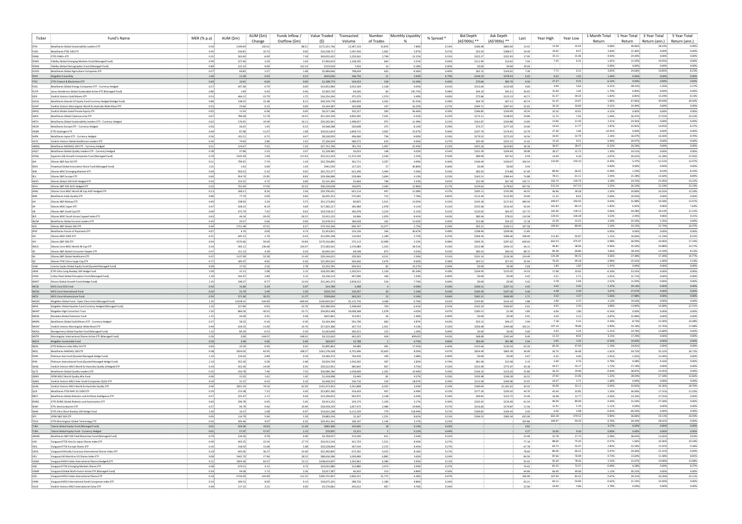| Ticker | Fund's Name | MER (% p.a) | AUM ($m) | AUM ($m) Change | Funds Inflow / Outflow ($m) | Value Traded ($) | Transacted Volume | Number of Trades | Monthly Liquidity % | % Spread * | Bid Depth (A$'000s) ** | Ask Depth (A$'000s) ** | Last | Year High | Year Low | 1 Month Total Return | 1 Year Total Return | 3 Year Total Return (ann.) | 5 Year Total Return (ann.) |
|---|---|---|---|---|---|---|---|---|---|---|---|---|---|---|---|---|---|---|---|
| ETHI | BetaShares Global Sustainability Leaders ETF | 0.59 | 2190.49 | 102.61 | 88.51 | $172,221,746 | 12,947,133 | 15,876 | 7.86% | 0.14% | $186.48 | $863.24 | 13.41 | 13.58 | 10.54 | 0.68% | 30.96% | 28.24% | 0.00% |
| F100 | BetaShares FTSE 100 ETF | 0.45 | 416.81 | 10.73 | 0.00 | $16,538,717 | 1,587,430 | 1,062 | 3.97% | 0.37% | $53.54 | $288.57 | 10.49 | 10.65 | 8.57 | 2.64% | 21.46% | 0.00% | 0.00% |
| FANG | ETFS FANG+ ETF | 0.35 | 263.40 | 6.09 | 7.18 | $40,005,452 | 2,220,562 | 2,748 | 15.21% | 0.31% | $322.27 | $322.93 | 17.95 | 19.13 | 15.46 | -4.63% | 24.44% | 0.00% | 0.00% |
| FEMX | Fidelity Global Emerging Markets Fund (Managed Fund) | 0.99 | 227.46 | 3.29 | 1.04 | $7,993,619 | 1,138,205 | 664 | 3.51% | 0.44% | $111.94 | $23.62 | 7.03 | 7.35 | 6.31 | 1.01% | 11.03% | 19.45% | 0.00% |
| FDEM | Fidelity Global Demographics Fund (Managed Fund) | 0.89 | 122.14 | 0.00 | 122.14 | $219,550 | 7,434 | 14 | 0.18% | 0.00% | $0.00 | $0.00 | 29.04 | | | 0.00% | 0.00% | 0.00% | 0.00% |
| FOOD | BetaShares Global Agriculture Companies ETF | 0.57 | 60.83 | 3.57 | 1.48 | $5,084,066 | 708,639 | 635 | 8.36% | 0.40% | $62.12 | $103.02 | 7.39 | 7.71 | 6.12 | 3.65% | 24.66% | 14.85% | 8.23% |
| FPAY | Magellan FuturePay | 0.60 | 13.58 | 0.50 | 0.27 | $623,092 | 306,756 | 31 | 2.93% | 0.79% | $344.23 | $378.23 | 2.02 | 2.02 | 2.00 | 1.49% | 0.00% | 0.00% | 0.00% |
| FTEC | ETFS Fintech & Blockchain ETF | 0.69 | 10.81 | -0.06 | 0.00 | $1,806,774 | 144,551 | 318 | 12.18% | 0.60% | $70.66 | $80.76 | 8.91 | 27.7 | 8.32 | -6.20% | 0.00% | 0.00% | 0.00% |
| FUEL | BetaShares Global Energy Companies ETF - Currency Hedged | 0.57 | 347.38 | 0.74 | 0.00 | $14,052,984 | 3,013,169 | 1,128 | 4.05% | 0.41% | $132.64 | $150.36 | 4.68 | 4.93 | 3.61 | 0.31% | 28.41% | -1.26% | -2.27% |
| FUTR | Janus Henderson Global Sustainable Active ETF (Managed Fund) | 0.80 | 1.99 | 0.43 | 0.46 | $2,903,739 | 94,030 | 40 | 145.75% | 0.48% | $44.19 | $45.21 | 30.65 | 31.69 | 3.03 | -1.79% | 0.00% | 0.00% | 0.00% |
| GDX | VanEck Vectors Gold Miners ETF | 0.53 | 466.12 | 13.79 | 1.57 | $46,354,260 | 975,370 | 1,574 | 9.94% | 0.60% | $77.09 | $123.12 | 47.71 | 55.57 | 39.38 | -1.02% | -6.85% | 15.29% | 8.35% |
| GGUS | BetaShares Geared US Equity Fund Currency Hedged (Hedge Fund) | 0.80 | 138.52 | 15.48 | 8.15 | $49,239,778 | 1,286,829 | 3,562 | 35.55% | 0.28% | $64.79 | $67.11 | 40.74 | 41.25 | 23.67 | 5.96% | 67.96% | 49.69% | 30.50% |
| GOAT | VanEck Vectors Morningstar World ex Australia Wide Moat ETF | 0.55 | 25.66 | 0.13 | 0.00 | $4,164,387 | 163,608 | 147 | 16.23% | 0.27% | $269.71 | $287.42 | 25.65 | 26.10 | 20.60 | 0.51% | 24.49% | 0.00% | 0.00% |
| GPEQ | VanEck Global Listed Private Equity ETF | 0.65 | 11.54 | -0.38 | 0.00 | $4,567,186 | 435,227 | 500 | 39.46% | 0.39% | $186.85 | $189.99 | 19.24 | 20.10 | 10.01 | -3.22% | 0.00% | 0.00% | 0.00% |
| HACK | BetaShares Global Cybersecurity ETF | 0.67 | 786.38 | 11.78 | 19.55 | $51,303,309 | 4,850,395 | 7,291 | 6.55% | 0.22% | $173.11 | $148.03 | 10.75 | 11.75 | 7.50 | -1.00% | 26.47% | 27.55% | 0.00% |
| HETH | BetaShares Global Sustainability Leaders ETF - Currency Hedged | 0.62 | 176.45 | 15.55 | 16.55 | $31,205,066 | 2,698,057 | 975 | 15.49% | 0.22% | $123.87 | $154.89 | 12.85 | 12.96 | 11.50 | 2.21% | 25.90% | 0.00% | 0.00% |
| HEUR | BetaShares Europe ETF - Currency Hedged | 0.56 | 56.25 | 1.45 | -0.12 | $4,568,588 | 330,608 | 375 | 8.12% | 0.20% | $73.27 | $277.20 | 14.00 | 14.54 | 11.77 | 2.87% | 22.81% | 14.05% | 8.27% |
| HGEN | ETFS Hydrogen ETF | 0.69 | 87.08 | -11.67 | 1.04 | $20,612,810 | 1,828,715 | 3,902 | 23.67% | 0.46% | $107.79 | $176.41 | 10.79 | 27.80 | 3.69 | -12.91% | 0.00% | 0.00% | 0.00% |
| HJPN | BetaShares Japan ETF - Currency Hedged | 0.56 | 101.21 | 6.71 | 4.67 | $8,100,959 | 496,060 | 736 | 8.00% | 0.33% | $179.52 | $223.20 | 16.56 | 16.92 | 14.79 | 2.16% | 16.07% | 16.36% | 8.70% |
| HLTH | VanEck Vectors Global Healthcare Leaders ETF | 0.45 | 79.69 | 2.86 | 3.55 | $7,204,620 | 585,572 | 634 | 9.00% | 0.27% | $45.49 | $51.33 | 12.42 | 12.58 | 9.51 | 0.40% | 20.97% | 0.00% | 0.00% |
| HNDQ | BetaShares NASDAQ 100 ETF - Currency Hedged | 0.51 | 121.4 | 7.62 | | $7,741,301 | 281,724 | 1,087 | 22.94% | 0.21% | $125.26 | $158.83 | 28.87 | | 28.47 | 6.22% | 26.55% | 0.00% | 0.00% |
| HQLT | BetaShares Global Quality Leaders ETF - Currency Hedged | 0.38 | 37.98 | 2.13 | 2.07 | $1,508,980 | 56,151 | 28 | 4.02% | 0.21% | $104.18 | $104.64 | 28.08 | 28.27 | 22.73 | 5.80% | 29.53% | 0.00% | 0.00% |
| HVST | Hyperion Gbl Growth Companies Fund (Managed Fund) | 0.70 | 2335.19 | 1.99 | 117.92 | $52,512,419 | 11,372,539 | 2,530 | 2.25% | 0.50% | $89.90 | $47.42 | 4.59 | 14.49 | 4.34 | -4.97% | 20.61% | 31.28% | 27.05% |
| IAA | iShares S&P Asia 50 ETF | 0.51 | 799.35 | -7.74 | 1.10 | $32,704,895 | 301,711 | 3,297 | 4.09% | 0.36% | $146.49 | $100.07 | 106.54 | 133.00 | 103.10 | -0.30% | -5.47% | 11.51% | 12.07% |
| IMPQ | Perpetual Global Innovation Share Fund (Managed Fund) | 1.01 | 1.43 | 0.00 | 1.43 | $441,193 | 127,225 | 27 | 30.80% | 0.00% | $0.00 | $0.00 | 3.43 | | | 0.00% | 0.00% | 0.00% | 0.00% |
| IEM | iShares MSCI Emerging Markets ETF | 0.69 | 900.21 | -5.32 | 9.85 | $42,722,277 | 621,290 | 5,494 | 4.50% | 0.33% | $82.43 | $73.88 | 67.49 | 80.00 | 66.42 | -0.38% | 1.43% | 8.24% | 8.43% |
| IEU | iShares S&P Europe ETF | 0.60 | 954.70 | 22.85 | 8.83 | $39,396,086 | 529,484 | 2,694 | 4.13% | 0.23% | $163.51 | $384.44 | 74.88 | 78.21 | 61.11 | 2.44% | 21.39% | 12.64% | 8.89% |
| IHOO | iShares Global 100 AUD Hedged ETF | 0.43 | 111.25 | 4.72 | 0.00 | $3,101,469 | 19,664 | 98 | 2.79% | 0.54% | $93.58 | $87.18 | 161.21 | 166.71 | 130.79 | 4.36% | 24.11% | 21.33% | 13.27% |
| IHVV | iShares S&P 500 AUD Hedged ETF | 0.10 | 1188.11 | | | | | | | | | | | | 414.54 | | | | |
| IHWL | iShares Core MSCI World All Cap AUD Hedged ETF | 0.13 | 268.11 | 8.26 | 2.56 | $29,700,421 | 652,114 | 947 | 11.08% | 0.37% | $205.11 | $792.96 | 46.15 | 46.96 | 38.26 | 2.30% | 29.89% | 20.50% | 13.50% |
| IIND | BetaShares India Quality ETF | 0.80 | 77.79 | 0.00 | 0.00 | $6,035,312 | 575,345 | 712 | 7.76% | 0.82% | $112.49 | $122.90 | 10.60 | 11.25 | 8.63 | 0.00% | 19.63% | 0.00% | 0.00% |
| IJH | iShares S&P Midcap ETF | 0.07 | 238.93 | 3.20 | 3.75 | $11,172,818 | 80,825 | 1,011 | 13.05% | 0.32% | $143.18 | $117.63 | 389.50 | 399.97 | 290.91 | 0.04% | 31.88% | 19.58% | 12.07% |
| IJP | iShares MSCI Japan ETF | 0.47 | 428.15 | -8.19 | 4.69 | $17,582,217 | 185,984 | 1,978 | 4.11% | 0.31% | $155.96 | $216.42 | 92.04 | 101.83 | 84.13 | -1.83% | 6.92% | 9.96% | 7.64% |
| IJR | iShares S&P Small Cap ETF | 0.07 | 473.79 | 7.42 | 9.63 | $29,158,317 | 185,078 | 2,124 | 6.15% | 0.31% | $120.92 | $65.07 | 157.75 | 165.00 | 118.11 | -0.00% | 34.28% | 18.14% | 11.52% |
| IKO | iShares MSCI South Korea Capped Index ETF | 0.63 | 46.54 | -24.03 | -26.52 | $3,915,155 | 34,966 | 1,029 | 8.41% | 0.63% | $80.36 | $78.01 | 110.58 | 129.63 | 104.28 | 3.13% | -2.45% | 9.96% | 9.21% |
| INCM | BetaShares Global Income Leaders ETF | 0.45 | 19.57 | 0.66 | 0.00 | $2,678,313 | 180,018 | 145 | 13.62% | 0.40% | $22.48 | $54.23 | 15.18 | 15.38 | 12.25 | 3.34% | 25.56% | 5.35% | 0.00% |
| IOO | iShares Global 100 ETF | 0.40 | 2721.40 | 67.70 | 6.17 | $74,745,446 | 664,747 | 12,477 | 2.75% | 0.09% | $93.21 | $300.14 | 107.59 | 109.64 | 88.40 | 2.40% | 30.19% | 22.76% | 16.47% |
| IPAY | BetaShares Future of Payments ETF | 0.67 | 4.74 | 0.00 | 4.74 | $1,453,815 | 124,136 | 246 | 30.67% | 0.48% | $168.46 | $109.06 | 11.85 | | | 0.00% | 0.00% | 0.00% | 0.00% |
| IVE | iShares MSCI EAFE ETF | 0.31 | 445.15 | -3.79 | -0.63 | $12,095,240 | 110,924 | 1,180 | 2.72% | 0.25% | $304.56 | $286.66 | 108.40 | 111.83 | 93.87 | 1.21% | 16.06% | 13.33% | 8.75% |
| IVV | iShares S&P 500 ETF | 0.04 | 5576.66 | 95.60 | 54.84 | $179,565,983 | 275,113 | 12,908 | 3.22% | 0.09% | $304.75 | $307.62 | 658.69 | 663.53 | 475.97 | 0.90% | 36.99% | 24.06% | 17.14% |
| IWLD | iShares Core MSCI World All Cap ETF | 0.10 | 382.11 | 136.48 | 134.47 | $72,583,501 | 1,576,989 | 1,353 | 18.55% | 0.33% | $312.98 | $434.15 | 46.11 | 46.82 | 38.06 | 0.96% | 25.59% | 20.88% | 14.27% |
| IXI | iShares Global Consumer Staples ETF | 0.47 | 151.13 | 4.28 | 0.34 | $6,062,541 | 69,546 | 873 | 4.03% | 0.43% | $82.14 | $80.24 | 88.72 | 90.38 | 69.86 | 3.66% | 18.92% | 12.59% | 8.53% |
| IXJ | iShares S&P Global Healthcare ETF | 0.47 | 1137.09 | 50.58 | 11.95 | $29,144,615 | 239,303 | 4,311 | 2.56% | 0.31% | $105.14 | $126.36 | 124.49 | 125.48 | 94.55 | 4.36% | 27.48% | 17.30% | 16.77% |
| IZZ | iShares FTSE China Large-Cap ETF | 0.74 | 185.97 | -9.82 | -0.20 | $15,993,501 | 303,640 | 2,679 | 8.60% | 0.38% | $63.51 | $57.03 | 49.18 | 70.59 | 49.18 | -3.99% | -15.01% | 1.00% | 3.19% |
| JREG | | | | | | | | | | | | | | | | | | | |
| JNAS | ETFS Ultra Long Nasdaq 100 Hedge Fund | 1.00 | 22.11 | 2.08 | 2.15 | $18,202,482 | 1,320,531 | 1,126 | 82.34% | 0.18% | $104.93 | $125.02 | 14.53 | 17.98 | 10.92 | -0.34% | 53.55% | 0.00% | 0.00% |
| LPGD | Loftus Peak Global Disruption Fund (Managed Fund) | 1.20 | 243.47 | -1.80 | 3.32 | $3,236,114 | 947,696 | 566 | 1.33% | 0.00% | $0.00 | $0.00 | 3.42 | 3.51 | 2.71 | -2.01% | 21.73% | 0.00% | 0.00% |
| MAET | Munro Global Growth Fund (Hedge Fund) | 1.35 | 198.27 | 8.77 | 13.54 | $15,342,373 | 2,818,212 | 516 | 7.74% | 0.00% | $0.00 | $0.00 | 5.43 | 5.78 | 5.04 | -2.52% | 11.93% | 0.00% | 0.00% |
| MCSE | MFG Core ESG Fund | 0.50 | 15.84 | 0.29 | 0.07 | $14,789 | 3,398 | 4 | 0.09% | 0.59% | $206.51 | $207.35 | 4.45 | 4.45 | 3.43 | 1.37% | 29.14% | 0.00% | 0.00% |
| MCSI | MFG Core International Fund | 0.50 | | | | | | | | | | | | | | | | 0.00% | 0.00% |
| MCSG | MFG Core Global Fund | 0.50 | 373.66 | 10.25 | 11.97 | $999,690 | 302,522 | | 0.30% | 0.66% | $380.1 | $385.00 | | | 2.57 | | 17.89% | 0.00% | 0.00% |
| MGOC | Magellan Global Fund - Open Class Units (Managed Fund) | 1.35 | 14228.41 | -104.09 | -403.04 | $100,003,567 | 35,115,729 | 8,968 | 0.70% | 0.02% | $193.05 | $416.33 | 2.88 | 2.90 | 2.37 | 2.13% | 19.63% | 0.00% | 0.00% |
| MHG | Magellan Global Equities Fund Currency Hedged (Managed Fund) | 1.35 | 317.94 | 0.90 | -10.76 | $20,380,934 | 5,208,649 | 704 | 6.41% | 0.55% | $162.20 | $346.87 | 4.01 | 4.03 | 3.50 | 3.08% | 13.84% | 14.68% | 12.01% |
| MHHT | Magellan High Conviction Trust | 1.50 | 866.56 | -10.55 | -25.71 | $24,853,446 | 19,038,568 | 1,078 | 4.62% | 0.07% | $185.51 | $1.94 | 1.85 | 6.05 | 1.80 | -0.54% | 0.00% | 0.00% | 0.00% |
| MKAX | Montaka Global Extension Fund | 1.25 | 44.60 | -2.91 | 0.58 | $622,861 | 153,951 | 96 | 1.40% | 0.00% | $0.00 | $0.00 | 3.91 | 4.39 | 3.22 | -4.87% | 21.89% | 0.00% | 0.00% |
| MNRS | BetaShares Global Gold Miners ETF - Currency Hedged | 0.57 | 58.33 | -0.10 | -0.30 | $3,424,304 | 501,700 | 660 | 5.87% | 0.63% | $23.12 | $46.27 | 5.84 | 7.19 | 5.31 | 0.34% | -8.72% | 21.00% | 10.48% |
| MOAT | VanEck Vectors Morningstar Wide Moat ETF | 0.49 | 426.55 | 13.00 | 10.76 | $17,625,386 | 167,713 | 1,421 | 4.13% | 0.22% | $256.48 | $249.68 | 105.21 | 107.10 | 78.80 | 0.99% | 32.19% | 22.76% | 17.68% |
| MOGL | Montgomery Global Equities Fund (Managed Fund) | 1.32 | 63.41 | 2.29 | | | 260,272 | 125 | | | | | | | 5.24 | | | | 0.00% |
| MSTR | Morningstar International Shares Active ETF (Managed Fund) | 0.39 | 0.00 | -144.07 | -144.61 | $4,132,643 | 442,425 | 414 | #DIV/0! | 0.43% | $68.89 | $345.04 | 9.49 | 10.53 | 8.93 | 0.05% | 17.29% | 0.00% | 0.00% |
| MSUF | Magellan Sustainable Fund | 0.50 | 8.48 | 0.06 | 0.03 | $63,937 | 21,784 | 3 | 0.74% | 0.80% | $83.69 | $81.08 | 2.84 | 2.85 | 1.43 | -0.34% | 20.66% | 0.00% | 0.00% |
| NDIA | ETFS Reliance India Nifty 50 ETF | 0.69 | 31.58 | -0.40 | 0.00 | $5,490,860 | 94,908 | 391 | 17.55% | 0.60% | $125.66 | $130.24 | 62.20 | 66.50 | 47.05 | -1.04% | 24.81% | 0.00% | 0.00% |
| NDQ | BetaShares NASDAQ 100 ETF | 0.48 | 2819.05 | 65.95 | 108.27 | $242,279,168 | 6,755,496 | 32,683 | 8.59% | 0.07% | $814.49 | $805.38 | 36.09 | 36.74 | 26.48 | 1.61% | 34.72% | 35.22% | 26.72% |
| PAXX | Platinum Asia Fund (Quoted Managed Hedge Fund) | 1.10 | 133.62 | -3.80 | 0.20 | $3,584,372 | 749,426 | 199 | 2.68% | 0.00% | $0.00 | $0.00 | 4.67 | 6.25 | 4.60 | -2.91% | -1.65% | 13.49% | 0.00% |
| PIXX | Platinum International Fund (Quoted Managed Hedge Fund) | 1.10 | 352.30 | 0.28 | -2.48 | $9,929,749 | 1,910,265 | 387 | 2.82% | 0.74% | $81.90 | $13.58 | 5.15 | 5.40 | 4.76 | 0.78% | 9.48% | 9.16% | 0.00% |
| QHAL | VanEck Vectors MSCI World ex Australia Quality (Hedged) ETF | 0.43 | 423.06 | 14.09 | 6.91 | $20,522,951 | 465,842 | 907 | 4.72% | 0.12% | $312.90 | $275.65 | 43.18 | 43.57 | 33.17 | 1.72% | 27.19% | 0.00% | 0.00% |
| QLTY | BetaShares Global Quality Leaders ETF | 0.35 | 250.78 | 7.46 | 7.55 | $26,086,784 | 1,018,609 | 1,260 | 10.40% | 0.26% | $106.16 | $152.62 | 24.80 | 26.24 | 19.90 | -0.04% | 28.87% | 25.05% | 0.00% |
| QMIX | SPDR MSCI World Quality Mix Fund | 0.40 | 31.02 | 1.61 | 1.42 | $1,433,946 | 53,443 | 81 | 4.57% | 0.31% | $193.98 | $195.38 | 26.52 | 27.03 | 21.66 | 1.22% | 20.04% | 17.18% | 12.69% |
| QSML | VanEck Vectors MSCI International Small Companies QUAL ETF | 0.59 | 51.37 | 0.63 | 1.10 | $5,648,321 | 239,776 | 219 | 18.07% | 0.36% | $213.08 | $340.96 | 23.97 | 24.47 | 8.71 | 1.68% | 0.00% | 0.00% | 0.00% |
| QUS | | 0.40 | 1891.24 | | 62.01 | $142,404,445 | 3,345,944 | | | | | $1,108.08 | | | 32.11 | | 33.83% | 26.30% | 0.00% |
| QUS | BetaShares FTSE RAFI US 1000 ETF | 0.29 | 213.18 | 7.12 | 4.03 | $13,855,260 | 314,429 | 947 | 6.49% | 0.15% | $177.16 | $195.42 | 44.79 | 45.44 | 32.85 | 1.50% | 36.96% | 17.31% | 13.03% |
| RBTZ | BetaShares Global Robotics and Artificial Intelligence ETF | 0.57 | 223.47 | -1.17 | 9.04 | $14,294,052 | 953,972 | 2,158 | 6.43% | 0.34% | $49.01 | $152.72 | 15.06 | 16.48 | 12.77 | -4.56% | 14.33% | 27.55% | 0.00% |
| ROBO | ETFS ROBO Global Robotics and Automation ETF | 0.69 | 296.78 | 4.00 | 5.65 | $9,413,232 | 103,174 | 1,104 | 3.17% | 0.30% | $102.42 | $126.49 | 91.54 | 96.89 | 80.00 | 0.44% | 21.04% | 27.58% | 0.00% |
| SEMI | ETFS Semiconductor ETF | 0.57 | 94.79 | 9.46 | 10.40 | $18,958,229 | 1,657,472 | 2,486 | 19.86% | 0.57% | $216.60 | $179.87 | 11.56 | 11.91 | 5.76 | -1.11% | 0.00% | 0.00% | 0.00% |
| SNAS | ETFS Ultra Short Nasdaq 100 Hedge Fund | 1.00 | 16.37 | 1.08 | 2.96 | $16,813,368 | 6,113,544 | 1,155 | 102.68% | 0.57% | $118.05 | $144.49 | 2.66 | 5.60 | 2.59 | -0.05% | -49.55% | 0.00% | 0.00% |
| SPY | SPDR S&P 500 ETF | 0.09 | 114.79 | 5.94 | 5.29 | $9,883,334 | 15,167 | 1,251 | 8.61% | 0.21% | $566.52 | $283.54 | 655.90 | 663.18 | 474.52 | 0.90% | 36.86% | 24.13% | 16.94% |
| TECH | ETFS Morningstar Global Technology ETF | 0.45 | 395.46 | 9.07 | 6.35 | $20,452,341 | 196,187 | 1,139 | 5.17% | 0.23% | $23.66 | $140.96 | 105.86 | 109.87 | 98.50 | 0.70% | 20.44% | 28.45% | 0.00% |
| TLRA | Talaria Global Equity Fund (Managed Fund) | 0.95 | 504.06 | 19.63 | 11.44 | $683,360 | 142,609 | 18 | 0.14% | 0.82% | | | 4.81 | | | 0.07% | 0.00% | 0.00% | 0.00% |
| TLRH | Talaria Global Equity Fund - Currency Hedged | 0.95 | 57.97 | 57.97 | 1.33 | $73,993 | 13,221 | | 0.13% | 0.44% | | | 5.27 | 10.00 | 8.36 | 0.00% | 0.00% | 0.00% | 0.00% |
| WRLD | BetaShares Managed Risk Global Share Fund (Managed Fund) | 0.39 | 134.56 | | | | | | | | | | | | | | | | |
| SWAN | BetaShares S&P 500 Yield Maximiser Fund (Managed Fund) | 0.79 | 134.56 | 0.78 | 0.00 | $4,769,057 | 210,540 | 611 | 3.54% | 0.31% | | | 22.46 | 22.78 | 17.73 | 0.58% | 28.65% | 12.65% | 9.02% |
| VAE | Vanguard FTSE Asia Ex Japan Shares Index ETF | 0.40 | 402.25 | -15.54 | 17.73 | $17,302,534 | 431,752 | 1,525 | 4.30% | 0.39% | | | 84.00 | 75.20 | | -3.27% | 1.64% | 10.26% | 0.00% |
| VEQ | Vanguard FTSE Europe Shares ETF | 0.35 | 318.50 | 13.68 | 5.08 | $20,528,844 | 307,524 | 2,223 | 6.45% | 0.27% | | | 67.78 | 69.73 | 55.07 | 2.82% | 21.59% | 12.97% | 9.26% |
| VESG | Vanguard Ethically Conscious International Shares Index ETF | 0.18 | 643.05 | 36.27 | 33.40 | $52,493,895 | 672,392 | 4,423 | 8.16% | 0.17% | | | 78.60 | 80.00 | 60.22 | 0.47% | 29.40% | 22.31% | 0.00% |
| VEU | Vanguard All-World ex-US Shares Index ETF | 0.08 | 2442.70 | 17.06 | 28.52 | $88,636,586 | 1,039,688 | 6,882 | 3.63% | 0.24% | | | 84.59 | 87.66 | 76.00 | 0.73% | 13.64% | 11.58% | 8.85% |
| VGAD | Vanguard MSCI Index International Shares (Hedged) ETF | 0.21 | 1824.40 | 62.67 | 23.51 | $106,619,907 | 1,202,842 | 6,380 | 5.93% | 0.11% | | | 92.42 | 95.29 | 78.56 | 2.25% | 22.67% | 19.90% | 13.08% |
| VGE | Vanguard FTSE Emerging Markets Shares ETF | 0.48 | 670.21 | 4.12 | 4.71 | $24,633,880 | 312,880 | 2,473 | 3.59% | 0.37% | | | 74.42 | 81.75 | | | | | |
| VMGF | Vanguard Global Multi-Factor Active ETF (Managed Fund) | 0.34 | 44.08 | 3.72 | | | | | | | | | | | 44.00 | | 30.12% | 0.00% | 0.00% |
| VGS | Vanguard MSCI Index International Shares ETF | 0.18 | 4713.54 | | 112.37 | | 2,891,451 | 20,773 | | | | | 109.55 | 116.05 | 82.41 | | | 20.95% | 15.24% |
| VISM | Vanguard MSCI International Small Companies Index ETF | 0.32 | 184.91 | 8.00 | 8.13 | $18,375,401 | 288,726 | 1,180 | 9.86% | 0.26% | | | 65.21 | 69.11 | 54.84 | -0.62% | 21.29% | 16.94% | 0.00% |
| VLUE | VanEck Vectors MSCI International Value ETF | 0.40 | 137.15 | 3.21 | 0.05 | $5,576,681 | 245,612 | 967 | 4.76% | 0.34% | | | 22.96 | 24.00 | 3.86 | 2.78% | 0.00% | 0.00% | 0.00% |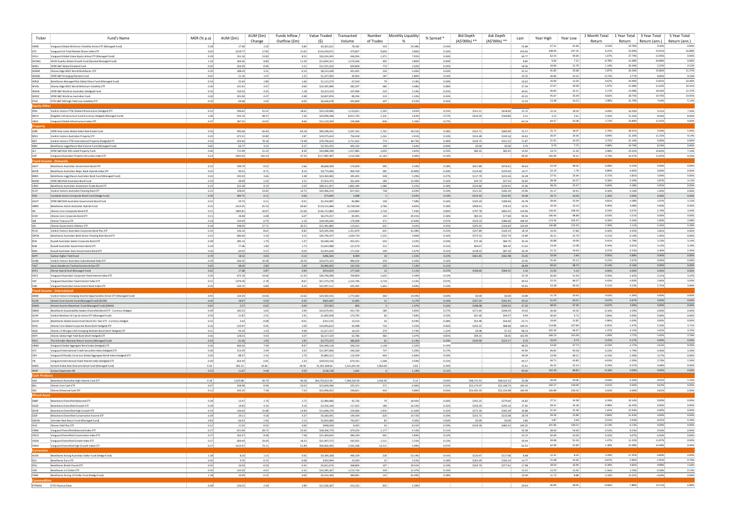| Ticker | Fund's Name | MER (% p.a) | AUM ($m) | AUM ($m) Change | Funds Inflow / Outflow ($m) | Value Traded ($) | Transacted Volume | Number of Trades | Monthly Liquidity % | % Spread * | Bid Depth (A$'000s) ** | Ask Depth (A$'000s) ** | Last | Year High | Year Low | 1 Month Total Return | 1 Year Total Return | 3 Year Total Return (ann.) | 5 Year Total Return (ann.) |
|---|---|---|---|---|---|---|---|---|---|---|---|---|---|---|---|---|---|---|---|
| VMIN | Vanguard Global Minimum Volatility Active ETF (Managed Fund) | 0.28 | 17.48 | 1.56 | 0.84 | $4,261,421 | 78,182 | 224 | 24.38% | 0.43% | | | 55.88 | 57.31 | 52.46 | 4.53% | 10.78% | 9.36% | 0.00% |
| VTS | Vanguard US Total Market Shares Index ETF | 0.03 | 3219.77 | 17.85 | 21.02 | $124,254,071 | 374,857 | 9,693 | 3.86% | 0.16% | | | 333.63 | 338.00 | 247.25 | 0.21% | 33.69% | 23.91% | 16.88% |
| VVLU | Vanguard Global Value Equity Active ETF (Managed Fund) | 0.29 | 331.16 | 13.82 | 8.51 | $26,324,345 | 436,954 | 1,371 | 7.95% | 0.26% | | | 60.77 | 62.54 | 44.00 | 1.67% | 37.74% | 13.95% | 0.00% |
| WCMQ | WCM Quality Global Growth Fund (Quoted Managed Fund) | 1.35 | 364.26 | 8.80 | 11.59 | $13,834,311 | 1,576,566 | 495 | 3.80% | 0.00% | | | 8.85 | 9.06 | 7.21 | -0.78% | 21.08% | 26.88% | 0.00% |
| WDIV | SPDR S&P Global Dividend Fund | 0.50 | 350.39 | 0.06 | 2.21 | $12,255,323 | 659,858 | 774 | 3.50% | 0.24% | | | 18.36 | 19.06 | 15.79 | 1.14% | 20.49% | 5.22% | 4.52% |
| WDMF | iShares Edge MSCI World Multifactor ETF | 0.35 | 188.20 | 3.31 | -0.14 | $8,213,438 | 201,922 | 220 | 4.36% | 0.43% | | | 41.51 | 41.85 | 33.68 | 1.87% | 26.29% | 15.86% | 11.27% |
| WEMG | SPDR S&P Emerging Markets Fund | 0.65 | 23.16 | 1.07 | 1.22 | $1,227,903 | 49,954 | 187 | 5.30% | 0.24% | | | 24.33 | 26.84 | 23.12 | -0.72% | 2.77% | 8.84% | 5.54% |
| WRLD | BetaShares Managed Risk Global Share Fund (Managed Fund) | 0.54 | 35.44 | 3.89 | 1.86 | $1,613,274 | 67,010 | 79 | 4.55% | 0.39% | | | 16.62 | 16.96 | 13.20 | 0.67% | 24.49% | 13.81% | 10.46% |
| WVOL | iShares Edge MSCI World Minimum Volatility ETF | 0.30 | 231.91 | 4.47 | 0.00 | $10,395,989 | 282,297 | 485 | 4.48% | 0.36% | | | 37.34 | 37.67 | 29.90 | 1.97% | 21.98% | 11.62% | 10.41% |
| WXHG | SPDR S&P World ex Australia (Hedged) Fund | 0.35 | 150.32 | 4.35 | 1.18 | $3,253,510 | 107,094 | 232 | 2.14% | 0.25% | | | 30.61 | 30.85 | 25.21 | 2.17% | 23.08% | 18.56% | 12.37% |
| WXOZ | SPDR S&P World ex Australian Fund | 0.30 | 303.04 | -3.47 | -5.98 | $4,007,876 | 88,294 | 213 | 1.32% | 0.24% | | | 45.25 | 45.67 | 36.09 | -0.89% | 28.75% | 19.76% | 14.92% |
| ZYUS | ETFS S&P 500 High Yield Low Volatility ETF | 0.35 | 69.68 | 2.05 | -0.05 | $6,636,678 | 505,800 | 307 | 9.52% | 0.26% | | | 13.33 | 13.38 | 10.22 | 3.98% | 31.79% | 7.64% | 5.14% |
| **Equity Other** | | | | | | | | | | | | | | | | | | | |
| IFRA | VanEck Vectors FTSE Global Infrastructure (Hedged) ETF | 0.52 | 596.65 | 41.31 | 18.61 | $24,139,086 | 1,119,621 | 1,542 | 4.05% | 0.25% | $151.21 | $638.96 | 22.15 | 22.25 | 18.50 | 4.09% | 16.10% | 9.31% | 7.50% |
| MICH | Magellan Infrastructure Fund (Currency Hedged) (Managed Fund) | 1.06 | 915.14 | 48.37 | 1.36 | $24,096,448 | 8,053,743 | 1,331 | 2.63% | 0.57% | $416.59 | $160.86 | 3.11 | 3.12 | 2.61 | 5.42% | 15.12% | 8.44% | 8.00% |
| VBLD | Vanguard Global Infrastructure Index ETF | 0.47 | 287.35 | 16.05 | 8.66 | $15,120,509 | 239,068 | 816 | 5.26% | 0.27% | | | 64.14 | 64.57 | 50.38 | 2.72% | 24.89% | 11.91% | 0.00% |
| **Property** | | | | | | | | | | | | | | | | | | | |
| DJRE | SPDR Dow Jones Global Select Real Estate Fund | 0.50 | 495.66 | 56.40 | -64.18 | $90,240,341 | 3,597,561 | 1,701 | 18.21% | 0.28% | $152.71 | $668.89 | 25.17 | 25.75 | 18.07 | 2.79% | 38.31% | 9.39% | 5.94% |
| MVA | VanEck Vectors Australian Property ETF | 0.35 | 672.51 | 33.80 | 3.87 | $19,575,610 | 756,419 | 1,261 | 2.91% | 0.10% | $313.48 | $109.16 | 26.63 | 26.97 | 20.36 | 4.84% | 21.20% | 11.25% | 9.14% |
| REIT | VanEck Vectors FTSE International Property (Hedged) ETF | 0.43 | 203.46 | 78.18 | 73.48 | $78,796,024 | 3,713,441 | 779 | 38.73% | 0.28% | $326.75 | $551.12 | 21.87 | 21.91 | 16.59 | 3.75% | 31.14% | 0.00% | 0.00% |
| RINC | BetaShares Legg Mason Real Income Fund (Managed Fund) | 0.85 | | | | | | | | | | | | | | | | | |
| SLF | SPDR S&P/ASX 200 Listed Property Fund | 0.40 | 733.99 | 33.23 | 0.30 | $20,888,298 | 1,437,483 | 2,053 | 2.85% | 0.35% | $81.35 | $83.41 | 14.73 | 14.73 | 11.30 | 4.49% | 23.42% | 10.85% | |
| VAP | Vanguard Australian Property Securities Index ETF | 0.23 | 2645.03 | 165.10 | 47.54 | $117,982,387 | 1,213,500 | 11,362 | 4.46% | 0.14% | | | 99.65 | 105.99 | 76.31 | 4.74% | 24.57% | 11.87% | 9.43% |
| **Fixed Income - Domestic** | | | | | | | | | | | | | | | | | | | |
| AGVT | BetaShares Australian Government Bond ETF | 0.22 | 199.79 | 0.52 | -1.66 | $8,668,300 | 174,059 | 395 | 4.34% | 0.18% | $421.89 | $476.61 | 49.63 | 52.59 | 48.02 | 0.68% | -4.35% | 0.00% | 0.00% |
| BHYB | BetaShares Australian Major Bank Hybrids Index ETF | 0.35 | 90.53 | 8.71 | 8.14 | $9,773,606 | 969,766 | 381 | 10.80% | 0.20% | $123.60 | $259.20 | 10.17 | 10.19 | 9.79 | 0.89% | 0.00% | 0.00% | 0.00% |
| BNDS | BetaShares Legg Mason Australian Bond Fund (Managed Fund) | 0.42 | 195.93 | 3.66 | 2.48 | $10,369,465 | 395,491 | 528 | 5.29% | 0.27% | $117.79 | $233.24 | 26.28 | 27.41 | 25.64 | 0.72% | -2.82% | 3.04% | 0.00% |
| BOND | SPDR S&P/ASX Australian Bond Fund | 0.24 | | | | | | | | | | | | | | | | | |
| CRED | BetaShares Australian Investment Grade Corporate Bond ETF | | | | | | | | | | | | | | | | | | |
| FLOT | VanEck Vectors Australian Floating Rate ETF | 0.22 | 338.05 | 14.85 | 14.72 | $20,406,210 | 817,923 | 758 | 6.04% | 0.10% | $121.62 | $183.10 | 24.96 | 25.17 | 24.91 | 0.10% | 0.16% | 1.60% | 0.00% |
| FIXD | Coolabah Active Composite Bond Fund (Hedge Fund) | 0.30 | 484.75 | 6.11 | 0.06 | $73,864 | 2,488 | 5 | 0.02% | 0.19% | $414.44 | $143.95 | 29.68 | 29.72 | | | | 0.00% | 0.00% |
| GOVT | SPDR S&P/ASX Australian Government Bond Fund | 0.22 | 29.73 | 0.11 | -0.01 | $2,254,987 | 83,884 | 130 | 7.58% | 0.16% | $105.30 | $180.66 | 26.78 | 28.40 | 25.94 | 0.81% | -3.48% | 2.97% | 3.22% |
| HBRD | BetaShares Active Australian Hybrids Fund | 0.55 | 1624.35 | 83.54 | 69.60 | $110,152,686 | 10,728,590 | 3,766 | 6.82% | 0.18% | $448.41 | $78.33 | 10.35 | 10.50 | 10.16 | 0.99% | 4.08% | 0.00% | 0.00% |
| IAF | iShares Core Composite Bond ETF | 0.15 | 1865.81 | -34.87 | -41.01 | $136,712,884 | 1,229,803 | 2,726 | 7.33% | 0.06% | $797.78 | $802.55 | 110.96 | 116.62 | 108.39 | 0.33% | -3.07% | 2.74% | 3.04% |
| ICOR | iShares Core Corporate Bond ETF | 0.15 | 28.48 | 6.08 | 6.07 | $8,374,357 | 83,991 | 143 | 29.41% | 0.18% | $80.14 | $77.80 | 99.59 | 106.49 | 98.88 | 0.03% | -2.51% | 0.00% | 0.00% |
| IGB | iShares Treasury ETF | 0.18 | 144.49 | -0.79 | -1.16 | $18,546,046 | 170,946 | 471 | 12.84% | 0.07% | $550.10 | $386.06 | 103.30 | 113.56 | 105.47 | 0.26% | -3.20% | 2.60% | 3.08% |
| ILB | iShares Government Inflation ETF | 0.18 | | | | | | | | | | | | | | | | | |
| PLUS | VanEck Vectors Australian Corporate Bond Plus ETF | 0.32 | 236.15 | | | | | | | | | | | | | | | | |
| QPON | BetaShares Australian Bank Senior Floating Rate Bond ETF | 0.22 | 686.40 | 5.20 | 4.15 | $26,786,547 | 1,044,735 | 1,552 | 3.90% | 0.10% | $373.52 | $322.74 | 25.88 | 26.21 | 25.79 | 0.25% | 0.19% | 1.95% | 0.00% |
| RCB | Russell Australian Select Corporate Bond ETF | 0.28 | 285.31 | 1.79 | 1.07 | $9,180,106 | 455,421 | 514 | 3.22% | 0.20% | $75.18 | $84.75 | 20.16 | 20.88 | 19.99 | 0.46% | -1.78% | 3.20% | 3.35% |
| RGB | Russell Australian Government Bond ETF | 0.24 | 77.06 | 1.80 | 1.73 | $2,643,988 | 121,570 | 212 | 3.43% | 0.21% | $69.67 | $80.42 | 21.62 | 23.09 | 21.08 | 0.44% | -3.63% | 3.15% | 3.29% |
| RSM | Russell Australian Semi-Government Bond ETF | 0.26 | 60.01 | 0.12 | -0.03 | $3,455,646 | 171,502 | 246 | 5.67% | 0.21% | $128.23 | $87.24 | 20.33 | 21.22 | 19.93 | 0.27% | -2.53% | 2.40% | 2.65% |
| SHYF | Switzer Higher Yield Fund | 0.70 | 18.52 | 0.03 | -0.14 | $286,364 | 8,999 | 30 | 1.55% | 0.23% | $46.85 | $462.98 | 25.05 | 25.90 | 24.66 | 0.46% | 0.68% | 0.00% | 0.00% |
| SUBD | VanEck Vectors Australian Subordinated Debt ETF | 0.29 | 366.45 | 20.38 | 20.24 | $24,674,322 | 980,634 | 329 | 9.26% | 0.16% | | | 25.05 | 25.44 | 25.12 | 0.22% | 2.07% | 0.00% | 0.00% |
| EHF1 | Elstree Hybrid Fund (Managed Fund) | 0.62 | 17.88 | 0.87 | 0.90 | $914,654 | 177,569 | 13 | 5.11% | 0.37% | $348.60 | $969.55 | 5.16 | 5.20 | 5.10 | 0.00% | 0.00% | 0.00% | 0.00% |
| VACF | Vanguard Australian Corporate Fixed Interest Index ETF | 0.26 | 675.10 | 14.66 | 11.35 | $26,746,096 | 704,850 | 1,632 | 5.49% | 0.12% | | | 52.39 | 56.00 | 51.44 | 0.50% | -1.62% | 3.15% | 3.47% |
| VAF | Vanguard Australian Fixed Interest Index ETF | 0.20 | 1379.20 | -2.78 | -8.67 | $57,273,278 | 1,155,796 | 3,734 | 4.15% | 0.07% | | | 49.53 | 52.35 | 48.37 | 0.43% | -3.00% | 2.66% | 3.04% |
| VGB | Vanguard Australian Government Bond Index ETF | 0.20 | 539.72 | 0.80 | 0.25 | $22,097,111 | 435,302 | 1,662 | 4.09% | 0.10% | | | 50.65 | 53.38 | 49.26 | 0.12% | -3.23% | 2.75% | 3.06% |
| **Fixed Income - International** | | | | | | | | | | | | | | | | | | | |
| EBND | VanEck Vectors Emerging Income Opportunities Active ETF (Managed Fund) | 0.95 | 134.34 | 14.06 | 13.62 | $19,392,555 | 1,772,692 | 364 | 14.44% | 0.00% | $0.00 | $0.00 | 10.88 | 11.79 | 10.43 | 0.92% | -1.59% | 0.00% | 0.00% |
| ECOR | eInvest Core Income Fund (Managed Fund) (ECOR) | 0.45 | 18.97 | 0.50 | 0.50 | $601,942 | 11,965 | 11 | 3.17% | 0.14% | $137.24 | $141.91 | 50.32 | 51.02 | 50.21 | 0.07% | 0.87% | 0.00% | 0.00% |
| EMAX | eInvest Income Maximiser Fund (Managed Fund) (EMAX) | 0.65 | 2.57 | -0.02 | 0.00 | $37,852 | 800 | 3 | 1.47% | 0.16% | $188.98 | $209.55 | 47.30 | 48.95 | 47.30 | -0.67% | 3.89% | 0.00% | 0.00% |
| GBND | BetaShares Sustainability Leaders Diversified Bond ETF - Currency Hedged | 0.49 | 182.55 | 3.65 | 3.44 | $10,679,441 | 431,734 | 180 | 5.85% | 0.27% | $173.64 | $206.54 | 24.63 | 26.06 | 24.33 | -0.16% | -3.29% | 0.00% | 0.00% |
| GCAP | VanEck Bentham Global Capital Securities Active ETF (Managed Fund) | 0.59 | 21.87 | 2.41 | 1.91 | $1,682,058 | 170,795 | 60 | 7.69% | 0.33% | $41.46 | $44.57 | 9.94 | 10.04 | 9.73 | 2.84% | 0.00% | 0.00% | 0.00% |
| GGOV | BetaShares Global Government Bond 20+ Year ETF - Currency Hedged | 0.22 | 3.63 | -0.09 | -0.01 | $312,135 | 13,514 | 43 | 8.59% | 0.38% | $55.48 | $56.40 | 22.71 | 24.63 | 21.82 | -1.86% | -5.04% | 0.00% | 0.00% |
| IHCB | iShares Core Global Corporate Bond (AUD Hedged) ETF | 0.26 | 310.87 | 0.95 | 1.09 | $10,060,023 | 92,098 | 732 | 3.23% | 0.46% | $263.22 | $88.68 | 103.15 | 114.86 | 107.84 | -0.05% | -1.47% | 5.20% | 3.71% |
| IHEB | iShares J.P. Morgan USD Emerging Markets Bond (AUD Hedged) ETF | 0.51 | | | | | | | | | | | | | | | | | |
| IHHY | iShares Global High Yield Bond (AUD Hedged) ETF | 0.56 | 128.55 | 4.43 | 3.07 | $6,517,529 | 63,786 | 482 | 5.07% | 0.86% | $49.25 | $8.00 | 102.66 | 104.23 | 101.00 | 1.09% | 7.77% | 5.45% | 4.70% |
| PAYS | The Schroder Absolute Return Income (Managed Fund) | 0.54 | 61.46 | 1.95 | 1.81 | $3,773,372 | 386,606 | 85 | 6.14% | 0.20% | $240.00 | $222.17 | 9.76 | 10.03 | 9.73 | 0.25% | 0.17% | 0.00% | 0.00% |
| VBND | Vanguard Global Aggregate Bond Index (Hedged) ETF | 0.20 | 460.26 | 7.94 | 8.97 | $24,490,118 | 506,310 | 1,138 | 5.32% | 0.14% | | | 48.20 | 51.60 | 47.71 | -0.23% | -2.17% | 3.61% | 0.00% |
| VCF | Vanguard International Credit Securities Index (Hedged) ETF | 0.30 | 213.29 | 2.49 | 2.02 | $11,097,006 | 246,260 | 747 | 5.20% | 0.17% | | | 44.94 | 49.85 | 44.58 | 0.22% | -1.79% | 4.36% | 3.20% |
| VEFI | Vanguard Ethically Conscious Global Aggregate Bond Index (Hedged) ETF | 0.26 | 88.37 | 2.42 | 2.70 | $5,883,212 | 119,209 | 404 | 6.66% | 0.26% | | | 49.04 | 53.99 | 48.51 | -0.33% | -2.39% | 3.27% | 0.00% |
| VIF | Vanguard International Fixed Interest Index (Hedged) ETF | 0.20 | 654.34 | 2.81 | 1.33 | $30,010,516 | 674,141 | 1,568 | 4.59% | 0.15% | | | 44.17 | 49.71 | 43.83 | -0.63% | -2.39% | 2.70% | 2.36% |
| XARO | ActiveX Ardea Real Outcome Bond Fund (Managed Fund) | 0.50 | 402.15 | 20.66 | 18.58 | $31,301,263.66 | 1,231,641.00 | 1,964.00 | 7.78% | 0.34% | | | 25.51 | 26.52 | 25.23 | 0.24% | -0.57% | 4.68% | 0.00% |
| XKAP | ActiveX Kapstream Absolute Return Income Fund (Managed Fund) | 0.55 | 11.67 | | | | | | | | | | | | | | | | |
| **Cash Products** | | | | | | | | | | | | | | | | | | | |
| AAA | BetaShares Australian High Interest Cash ETF | 0.18 | 2,629.66 | 99.74 | 99.26 | $364,763,012.00 | 7,284,102.00 | 2,696.00 | 3.34% | 0.02% | $48,721.01 | $48,523.53 | 50.08 | 50.09 | 50.06 | 0.00% | 0.18% | 0.91% | 1.22% |
| BILL | iShares Core Cash ETF | 0.07 | 338.58 | -0.99 | -0.97 | $23,560,896 | | 573 | 6.96% | 0.02% | $23,174.07 | $23,368.19 | 100.31 | 100.35 | 100.00 | 0.00% | 0.03% | 0.43% | 0.00% |
| ISEC | iShares Enhanced Cash ETF | 0.12 | 243.35 | 7.58 | 7.54 | $23,996,052 | 238,821 | 442 | 9.86% | 0.03% | $23,505.35 | $23,226.98 | 100.49 | 100.89 | 100.33 | 0.03% | 0.08% | 0.81% | 0.00% |
| **Mixed Asset** | | | | | | | | | | | | | | | | | | | |
| DBBF | BetaShares Diversified Balanced ETF | 0.39 | 13.47 | 2.76 | 2.72 | $2,484,086 | 92,736 | 70 | 18.45% | 0.36% | $243.25 | $279.64 | 26.82 | 27.21 | 24.38 | 0.34% | 10.34% | 0.00% | 0.00% |
| DGGF | BetaShares Diversified Growth ETF | 0.39 | 19.93 | 4.34 | 4.19 | $3,256,109 | 117,422 | 180 | 16.33% | 0.32% | $256.20 | $293.30 | 27.95 | 28.31 | 24.18 | 0.98% | 16.43% | 0.00% | 0.00% |
| DHHF | BetaShares Diversified All Growth ETF | 0.19 | | | | | | | | | | | | | | | | | |
| DZZF | BetaShares Diversified Conservative Income ETF | 0.39 | 29.11 | 4.58 | 4.37 | $4,283,991 | 149,340 | 620 | 14.72% | 0.29% | $251.73 | $313.08 | 28.78 | 29.33 | 23.88 | 0.84% | 21.63% | 0.00% | 0.00% |
| GROW | Schroder Real Return Fund (Managed Fund) | 0.90 | 66.42 | 2.46 | 2.12 | $2,854,680 | 741,057 | 83 | 4.30% | 0.00% | $0.00 | $0.00 | 3.86 | 3.87 | 3.69 | 0.52% | 5.03% | 4.01% | 4.29% |
| IYLD | iShares Yield Plus ETF | 0.12 | 11.51 | -0.02 | 0.00 | $948,930 | 9,451 | 45 | 8.21% | 0.29% | $319.18 | $485.41 | 100.35 | 101.86 | 100.21 | -0.03% | -0.18% | 0.00% | 0.00% |
| VDBA | Vanguard Diversified Balanced Index ETF | 0.27 | 621.04 | 28.73 | 25.65 | $38,206,770 | 679,224 | 1,577 | 6.15% | 0.11% | | | 56.38 | 58.00 | 54.00 | 0.52% | 8.23% | 9.56% | 0.00% |
| VDCO | Vanguard Diversified Conservative Index ETF | 0.27 | 263.37 | 8.38 | 7.58 | $11,369,667 | 204,210 | 491 | 5.89% | 0.12% | | | 54.32 | 56.99 | 53.00 | 0.32% | 4.07% | 6.63% | 0.00% |
| VDGR | Vanguard Diversified Growth Index ETF | 0.27 | | | | | | | | | | | | | | | | | |
| VDHG | Vanguard Diversified High Growth Index ETF | 0.27 | 1612.67 | 73.11 | 51.89 | $96,666,495 | 1,562,268 | 13,511 | 5.99% | 0.07% | | | 62.52 | 62.99 | 55.00 | 1.38% | 15.48% | 14.48% | 0.00% |
| **Currencies** | | | | | | | | | | | | | | | | | | | |
| AUDS | BetaShares Strong Australian Dollar Fund (Hedge Fund) | 1.38 | 8.10 | 1.15 | 0.92 | $4,304,268 | 496,539 | 220 | 53.14% | 0.41% | $120.47 | $117.06 | 8.88 | 12.31 | 8.32 | 3.34% | -17.35% | -4.80% | 0.00% |
| EEU | BetaShares Euro ETF | 0.45 | 9.76 | -0.15 | -0.08 | $363,994 | 23,029 | 22 | 3.52% | 0.16% | $263.49 | $183.24 | 14.77 | 15.48 | 14.56 | -0.67% | -2.96% | 1.95% | 0.79% |
| POU | BetaShares British Pound ETF | 0.45 | 16.55 | -0.60 | -0.45 | $4,812,674 | 268,804 | 107 | 29.01% | 0.10% | $304.70 | $377.61 | 17.58 | 18.55 | 16.94 | | | | |
| USD | BetaShares U.S. Dollar ETF | 0.45 | | | | | | | | | | | | | | | | | |
| YANK | BetaShares Strong US Dollar Fund (Hedge Fund) | 1.38 | | | | | | | | | | | | | | | | | |
| **Commodities** | | | | | | | | | | | | | | | | | | | |
| ETPMAG | ETFS Physical Silver | 0.49 | 226.55 | 2.40 | 3.89 | $12,206,367 | 433,222 | 895 | 5.39% | | | | 29.94 | 40.99 | 28.05 | -0.66% | -7.89% | 13.11% | 6.80% |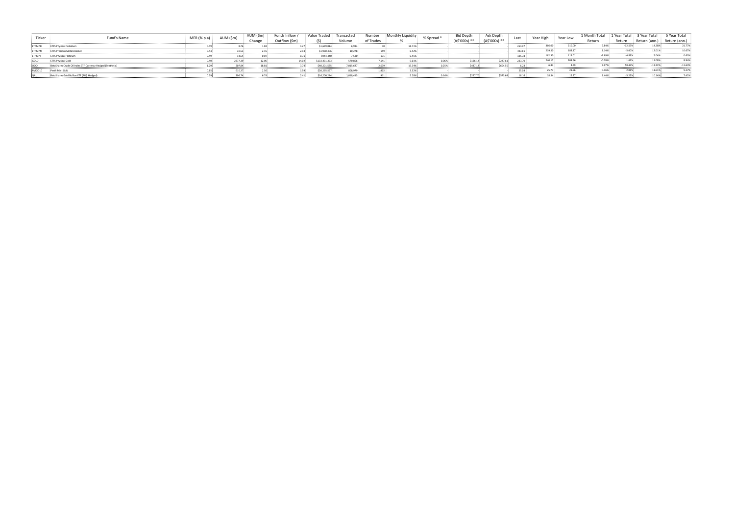| Ticker | Fund's Name | MER (% p.a) | AUM ($m) | AUM ($m) Change | Funds Inflow / Outflow ($m) | Value Traded ($) | Transacted Volume | Number of Trades | Monthly Liquidity % | % Spread * | Bid Depth (A$'000s) ** | Ask Depth (A$'000s) ** | Last | Year High | Year Low | 1 Month Total Return | 1 Year Total Return | 3 Year Total Return (ann.) | 5 Year Total Return (ann.) |
|---|---|---|---|---|---|---|---|---|---|---|---|---|---|---|---|---|---|---|---|
| ETPMPD | ETFS Physical Palladium | 0.49 | 8.76 | 1.82 | 1.27 | $1,639,814 | 6,984 | 70 | 18.71% | | | | 254.07 | 366.00 | 210.00 | 7.84% | -12.55% | 14.28% | 21.77% |
| ETPMPM | ETFS Precious Metals Basket | 0.44 | 30.53 | 2.45 | 2.13 | $1,960,306 | 10,278 | 159 | 6.42% | | | | 183.81 | 219.50 | 183.17 | 1.16% | -5.00% | 12.01% | 10.67% |
| ETPMPT | ETFS Physical Platinum | 0.49 | 14.64 | 0.07 | 0.31 | $944,440 | 7,580 | 131 | 6.45% | - | | | 125.38 | 162.30 | 119.01 | -1.69% | -9.83% | 5.04% | 0.60% |
| GOLD | ETFS Physical Gold | 0.40 | 2377.39 | 12.00 | 14.02 | $133,451,363 | 570,866 | 7,141 | 5.61% | 0.06% | $196.12 | $227.61 | 233.70 | 240.17 | 204.56 | -0.09% | 1.61% | 11.08% | 8.94% |
| OOO | BetaShares Crude Oil Index ETF-Currency Hedged (Synthetic) | 1.29 | 207.84 | 18.83 | 3.74 | $40,201,575 | 7,015,627 | 2,639 | 19.34% | 0.25% | $487.12 | $604.55 | 6.23 | 6.84 | 4.59 | 7.87% | 58.44% | -13.22% | -11.63% |
| PMGOLD | Perth Mint Gold | 0.15 | 610.27 | 2.56 | 1.59 | $20,265,597 | 808,979 | 1,402 | 3.32% | - | - | - | 25.08 | 25.77 | 21.96 | 0.16% | 2.08% | 11.61% | 9.27% |
| QAU | BetaShares Gold Bullion ETF (AU$ Hedged) | 0.59 | 306.74 | 6.74 | 2.41 | $16,200,244 | 1,018,415 | 911 | 5.28% | 0.16% | $227.70 | $573.64 | 16.16 | 18.54 | 15.27 | 1.44% | -5.23% | 10.14% | 7.42% |